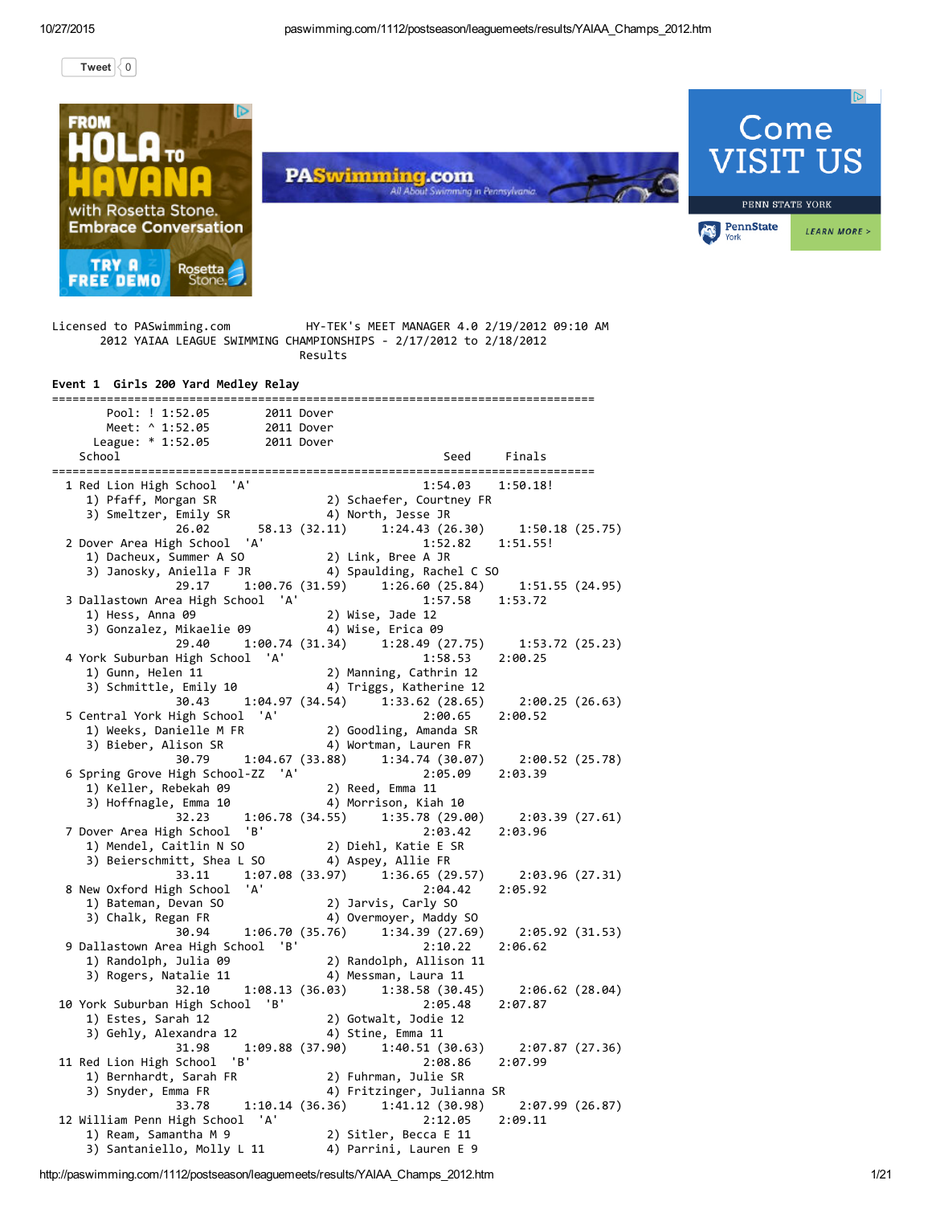Tweet 0

Licensed to PASwimming.com          HY-TEK's MEET MANAGER 4.0 2/19/2012 09:10 AM
2012 YAIAA LEAGUE SWIMMING CHAMPIONSHIPS - 2/17/2012 to 2/18/2012
Results

**Event 1 Girls 200 Yard Medley Relay**

```
===============================================================================
        Pool: ! 1:52.05        2011 Dover
        Meet: ^ 1:52.05        2011 Dover
      League: * 1:52.05        2011 Dover
    School                                            Seed     Finals
===============================================================================
  1 Red Lion High School  'A'                      1:54.03   1:50.18!
     1) Pfaff, Morgan SR               2) Schaefer, Courtney FR
     3) Smeltzer, Emily SR             4) North, Jesse JR
             26.02       58.13 (32.11)    1:24.43 (26.30)     1:50.18 (25.75)
  2 Dover Area High School  'A'                    1:52.82   1:51.55!
     1) Dacheux, Summer A SO           2) Link, Bree A JR
     3) Janosky, Aniella F JR          4) Spaulding, Rachel C SO
             29.17     1:00.76 (31.59)    1:26.60 (25.84)     1:51.55 (24.95)
  3 Dallastown Area High School  'A'               1:57.58   1:53.72
     1) Hess, Anna 09                  2) Wise, Jade 12
     3) Gonzalez, Mikaelie 09          4) Wise, Erica 09
             29.40     1:00.74 (31.34)    1:28.49 (27.75)     1:53.72 (25.23)
  4 York Suburban High School  'A'                 1:58.53   2:00.25
     1) Gunn, Helen 11                 2) Manning, Cathrin 12
     3) Schmittle, Emily 10            4) Triggs, Katherine 12
             30.43     1:04.97 (34.54)    1:33.62 (28.65)     2:00.25 (26.63)
  5 Central York High School  'A'                  2:00.65   2:00.52
     1) Weeks, Danielle M FR           2) Goodling, Amanda SR
     3) Bieber, Alison SR              4) Wortman, Lauren FR
             30.79     1:04.67 (33.88)    1:34.74 (30.07)     2:00.52 (25.78)
  6 Spring Grove High School-ZZ  'A'               2:05.09   2:03.39
     1) Keller, Rebekah 09             2) Reed, Emma 11
     3) Hoffnagle, Emma 10             4) Morrison, Kiah 10
             32.23     1:06.78 (34.55)    1:35.78 (29.00)     2:03.39 (27.61)
  7 Dover Area High School  'B'                    2:03.42   2:03.96
     1) Mendel, Caitlin N SO           2) Diehl, Katie E SR
     3) Beierschmitt, Shea L SO        4) Aspey, Allie FR
             33.11     1:07.08 (33.97)    1:36.65 (29.57)     2:03.96 (27.31)
  8 New Oxford High School  'A'                    2:04.42   2:05.92
     1) Bateman, Devan SO              2) Jarvis, Carly SO
     3) Chalk, Regan FR                4) Overmoyer, Maddy SO
             30.94     1:06.70 (35.76)    1:34.39 (27.69)     2:05.92 (31.53)
  9 Dallastown Area High School  'B'               2:10.22   2:06.62
     1) Randolph, Julia 09             2) Randolph, Allison 11
     3) Rogers, Natalie 11             4) Messman, Laura 11
             32.10     1:08.13 (36.03)    1:38.58 (30.45)     2:06.62 (28.04)
 10 York Suburban High School  'B'                 2:05.48   2:07.87
     1) Estes, Sarah 12                2) Gotwalt, Jodie 12
     3) Gehly, Alexandra 12            4) Stine, Emma 11
             31.98     1:09.88 (37.90)    1:40.51 (30.63)     2:07.87 (27.36)
 11 Red Lion High School  'B'                      2:08.86   2:07.99
     1) Bernhardt, Sarah FR            2) Fuhrman, Julie SR
     3) Snyder, Emma FR                4) Fritzinger, Julianna SR
             33.78     1:10.14 (36.36)    1:41.12 (30.98)     2:07.99 (26.87)
 12 William Penn High School  'A'                  2:12.05   2:09.11
     1) Ream, Samantha M 9             2) Sitler, Becca E 11
     3) Santaniello, Molly L 11        4) Parrini, Lauren E 9
```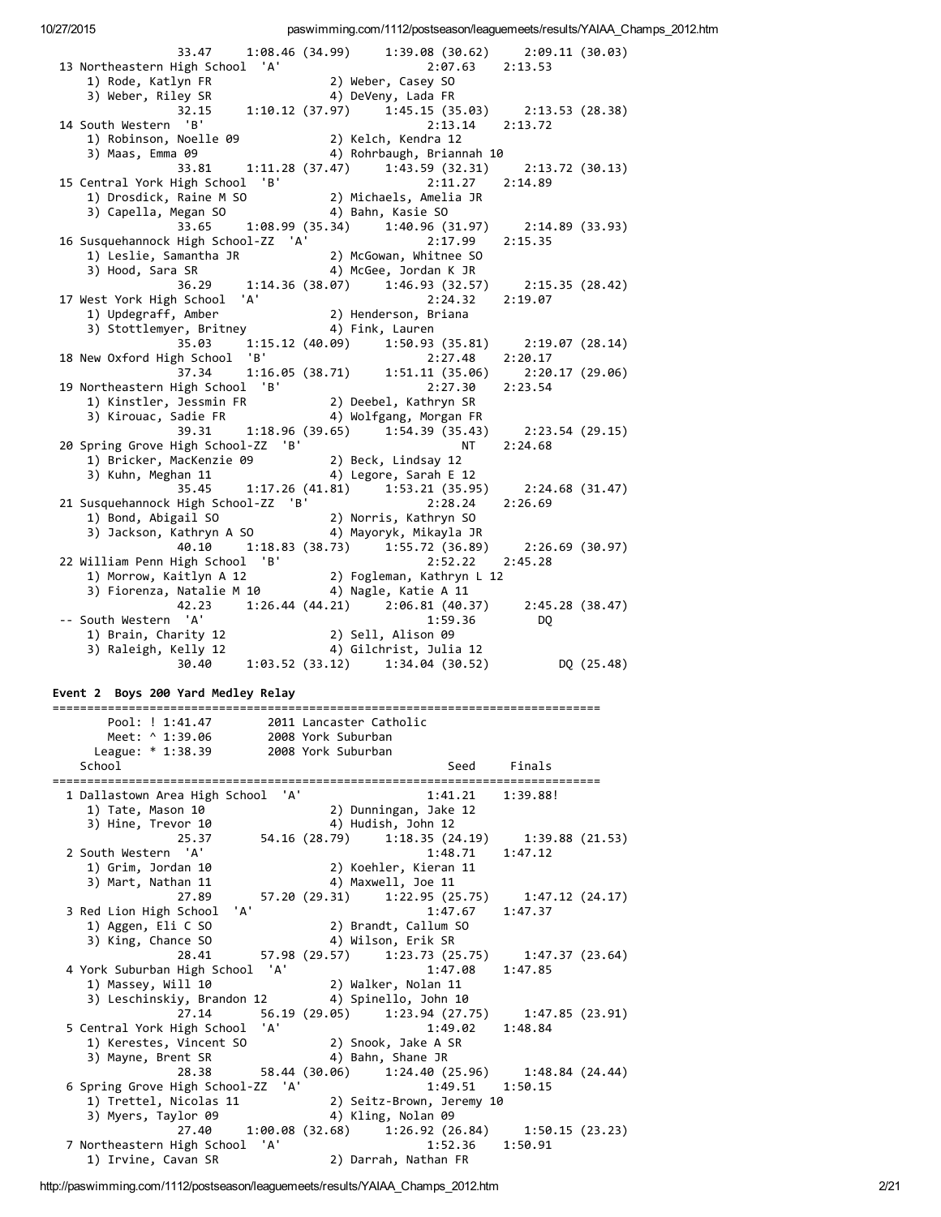```
                33.47     1:08.46 (34.99)     1:39.08 (30.62)     2:09.11 (30.03)
 13 Northeastern High School  'A'                     2:07.63    2:13.53
     1) Rode, Katlyn FR               2) Weber, Casey SO
     3) Weber, Riley SR               4) DeVeny, Lada FR
                32.15     1:10.12 (37.97)     1:45.15 (35.03)     2:13.53 (28.38)
 14 South Western  'B'                                2:13.14    2:13.72
     1) Robinson, Noelle 09           2) Kelch, Kendra 12
     3) Maas, Emma 09                 4) Rohrbaugh, Briannah 10
                33.81     1:11.28 (37.47)     1:43.59 (32.31)     2:13.72 (30.13)
 15 Central York High School  'B'                     2:11.27    2:14.89
     1) Drosdick, Raine M SO          2) Michaels, Amelia JR
     3) Capella, Megan SO             4) Bahn, Kasie SO
                33.65     1:08.99 (35.34)     1:40.96 (31.97)     2:14.89 (33.93)
 16 Susquehannock High School-ZZ  'A'                 2:17.99    2:15.35
     1) Leslie, Samantha JR           2) McGowan, Whitnee SO
     3) Hood, Sara SR                 4) McGee, Jordan K JR
                36.29     1:14.36 (38.07)     1:46.93 (32.57)     2:15.35 (28.42)
 17 West York High School  'A'                        2:24.32    2:19.07
     1) Updegraff, Amber              2) Henderson, Briana
     3) Stottlemyer, Britney          4) Fink, Lauren
                35.03     1:15.12 (40.09)     1:50.93 (35.81)     2:19.07 (28.14)
 18 New Oxford High School  'B'                       2:27.48    2:20.17
                37.34     1:16.05 (38.71)     1:51.11 (35.06)     2:20.17 (29.06)
 19 Northeastern High School  'B'                     2:27.30    2:23.54
     1) Kinstler, Jessmin FR          2) Deebel, Kathryn SR
     3) Kirouac, Sadie FR             4) Wolfgang, Morgan FR
                39.31     1:18.96 (39.65)     1:54.39 (35.43)     2:23.54 (29.15)
 20 Spring Grove High School-ZZ  'B'                       NT    2:24.68
     1) Bricker, MacKenzie 09         2) Beck, Lindsay 12
     3) Kuhn, Meghan 11               4) Legore, Sarah E 12
                35.45     1:17.26 (41.81)     1:53.21 (35.95)     2:24.68 (31.47)
 21 Susquehannock High School-ZZ  'B'                 2:28.24    2:26.69
     1) Bond, Abigail SO              2) Norris, Kathryn SO
     3) Jackson, Kathryn A SO         4) Mayoryk, Mikayla JR
                40.10     1:18.83 (38.73)     1:55.72 (36.89)     2:26.69 (30.97)
 22 William Penn High School  'B'                     2:52.22    2:45.28
     1) Morrow, Kaitlyn A 12          2) Fogleman, Kathryn L 12
     3) Fiorenza, Natalie M 10        4) Nagle, Katie A 11
                42.23     1:26.44 (44.21)     2:06.81 (40.37)     2:45.28 (38.47)
 -- South Western  'A'                                1:59.36         DQ
     1) Brain, Charity 12             2) Sell, Alison 09
     3) Raleigh, Kelly 12             4) Gilchrist, Julia 12
                30.40     1:03.52 (33.12)     1:34.04 (30.52)          DQ (25.48)
```

**Event 2 Boys 200 Yard Medley Relay**

```
===============================================================================
       Pool: ! 1:41.47        2011 Lancaster Catholic
       Meet: ^ 1:39.06        2008 York Suburban
     League: * 1:38.39        2008 York Suburban
    School                                              Seed     Finals
===============================================================================
  1 Dallastown Area High School  'A'                  1:41.21    1:39.88!
     1) Tate, Mason 10                2) Dunningan, Jake 12
     3) Hine, Trevor 10               4) Hudish, John 12
                25.37       54.16 (28.79)     1:18.35 (24.19)     1:39.88 (21.53)
  2 South Western  'A'                                1:48.71    1:47.12
     1) Grim, Jordan 10               2) Koehler, Kieran 11
     3) Mart, Nathan 11               4) Maxwell, Joe 11
                27.89       57.20 (29.31)     1:22.95 (25.75)     1:47.12 (24.17)
  3 Red Lion High School  'A'                         1:47.67    1:47.37
     1) Aggen, Eli C SO               2) Brandt, Callum SO
     3) King, Chance SO               4) Wilson, Erik SR
                28.41       57.98 (29.57)     1:23.73 (25.75)     1:47.37 (23.64)
  4 York Suburban High School  'A'                    1:47.08    1:47.85
     1) Massey, Will 10               2) Walker, Nolan 11
     3) Leschinskiy, Brandon 12       4) Spinello, John 10
                27.14       56.19 (29.05)     1:23.94 (27.75)     1:47.85 (23.91)
  5 Central York High School  'A'                     1:49.02    1:48.84
     1) Kerestes, Vincent SO          2) Snook, Jake A SR
     3) Mayne, Brent SR               4) Bahn, Shane JR
                28.38       58.44 (30.06)     1:24.40 (25.96)     1:48.84 (24.44)
  6 Spring Grove High School-ZZ  'A'                  1:49.51    1:50.15
     1) Trettel, Nicolas 11           2) Seitz-Brown, Jeremy 10
     3) Myers, Taylor 09              4) Kling, Nolan 09
                27.40     1:00.08 (32.68)     1:26.92 (26.84)     1:50.15 (23.23)
  7 Northeastern High School  'A'                     1:52.36    1:50.91
     1) Irvine, Cavan SR              2) Darrah, Nathan FR
```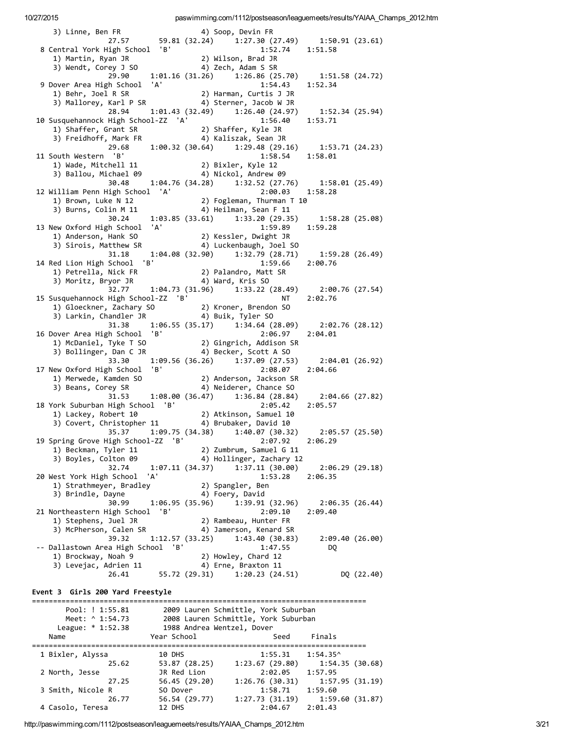```
    3) Linne, Ben FR                  4) Soop, Devin FR
                27.57       59.81 (32.24)     1:27.30 (27.49)     1:50.91 (23.61)
  8 Central York High School  'B'                     1:52.74    1:51.58
    1) Martin, Ryan JR                2) Wilson, Brad JR
    3) Wendt, Corey J SO              4) Zech, Adam S SR
                29.90     1:01.16 (31.26)     1:26.86 (25.70)     1:51.58 (24.72)
  9 Dover Area High School  'A'                       1:54.43    1:52.34
    1) Behr, Joel R SR                2) Harman, Curtis J JR
    3) Mallorey, Karl P SR            4) Sterner, Jacob W JR
                28.94     1:01.43 (32.49)     1:26.40 (24.97)     1:52.34 (25.94)
 10 Susquehannock High School-ZZ  'A'                 1:56.40    1:53.71
    1) Shaffer, Grant SR              2) Shaffer, Kyle JR
    3) Freidhoff, Mark FR             4) Kaliszak, Sean JR
                29.68     1:00.32 (30.64)     1:29.48 (29.16)     1:53.71 (24.23)
 11 South Western  'B'                                1:58.54    1:58.01
    1) Wade, Mitchell 11              2) Bixler, Kyle 12
    3) Ballou, Michael 09             4) Nickol, Andrew 09
                30.48     1:04.76 (34.28)     1:32.52 (27.76)     1:58.01 (25.49)
 12 William Penn High School  'A'                     2:00.03    1:58.28
    1) Brown, Luke N 12               2) Fogleman, Thurman T 10
    3) Burns, Colin M 11              4) Heilman, Sean F 11
                30.24     1:03.85 (33.61)     1:33.20 (29.35)     1:58.28 (25.08)
 13 New Oxford High School  'A'                       1:59.89    1:59.28
    1) Anderson, Hank SO              2) Kessler, Dwight JR
    3) Sirois, Matthew SR             4) Luckenbaugh, Joel SO
                31.18     1:04.08 (32.90)     1:32.79 (28.71)     1:59.28 (26.49)
 14 Red Lion High School  'B'                         1:59.66    2:00.76
    1) Petrella, Nick FR              2) Palandro, Matt SR
    3) Moritz, Bryor JR               4) Ward, Kris SO
                32.77     1:04.73 (31.96)     1:33.22 (28.49)     2:00.76 (27.54)
 15 Susquehannock High School-ZZ  'B'                      NT    2:02.76
    1) Gloeckner, Zachary SO          2) Kroner, Brendon SO
    3) Larkin, Chandler JR            4) Buik, Tyler SO
                31.38     1:06.55 (35.17)     1:34.64 (28.09)     2:02.76 (28.12)
 16 Dover Area High School  'B'                       2:06.97    2:04.01
    1) McDaniel, Tyke T SO            2) Gingrich, Addison SR
    3) Bollinger, Dan C JR            4) Becker, Scott A SO
                33.30     1:09.56 (36.26)     1:37.09 (27.53)     2:04.01 (26.92)
 17 New Oxford High School  'B'                       2:08.07    2:04.66
    1) Merwede, Kamden SO             2) Anderson, Jackson SR
    3) Beans, Corey SR                4) Neiderer, Chance SO
                31.53     1:08.00 (36.47)     1:36.84 (28.84)     2:04.66 (27.82)
 18 York Suburban High School  'B'                    2:05.42    2:05.57
    1) Lackey, Robert 10              2) Atkinson, Samuel 10
    3) Covert, Christopher 11         4) Brubaker, David 10
                35.37     1:09.75 (34.38)     1:40.07 (30.32)     2:05.57 (25.50)
 19 Spring Grove High School-ZZ  'B'                  2:07.92    2:06.29
    1) Beckman, Tyler 11              2) Zumbrum, Samuel G 11
    3) Boyles, Colton 09              4) Hollinger, Zachary 12
                32.74     1:07.11 (34.37)     1:37.11 (30.00)     2:06.29 (29.18)
 20 West York High School  'A'                        1:53.28    2:06.35
    1) Strathmeyer, Bradley           2) Spangler, Ben
    3) Brindle, Dayne                 4) Foery, David
                30.99     1:06.95 (35.96)     1:39.91 (32.96)     2:06.35 (26.44)
 21 Northeastern High School  'B'                     2:09.10    2:09.40
    1) Stephens, Juel JR              2) Rambeau, Hunter FR
    3) McPherson, Calen SR            4) Jamerson, Kenard SR
                39.32     1:12.57 (33.25)     1:43.40 (30.83)     2:09.40 (26.00)
 -- Dallastown Area High School  'B'                  1:47.55         DQ
    1) Brockway, Noah 9               2) Howley, Chard 12
    3) Levejac, Adrien 11             4) Erne, Braxton 11
                26.41       55.72 (29.31)     1:20.23 (24.51)          DQ (22.40)
```

**Event 3  Girls 200 Yard Freestyle**

```
===============================================================================
       Pool: ! 1:55.81        2009 Lauren Schmittle, York Suburban
       Meet: ^ 1:54.73        2008 Lauren Schmittle, York Suburban
     League: * 1:52.38        1988 Andrea Wentzel, Dover
    Name                    Year School                 Seed     Finals
===============================================================================
  1 Bixler, Alyssa          10 DHS                   1:55.31    1:54.35^
                25.62       53.87 (28.25)     1:23.67 (29.80)     1:54.35 (30.68)
  2 North, Jesse            JR Red Lion              2:02.05    1:57.95
                27.25       56.45 (29.20)     1:26.76 (30.31)     1:57.95 (31.19)
  3 Smith, Nicole R         SO Dover                 1:58.71    1:59.60
                26.77       56.54 (29.77)     1:27.73 (31.19)     1:59.60 (31.87)
  4 Casolo, Teresa          12 DHS                   2:04.67    2:01.43
```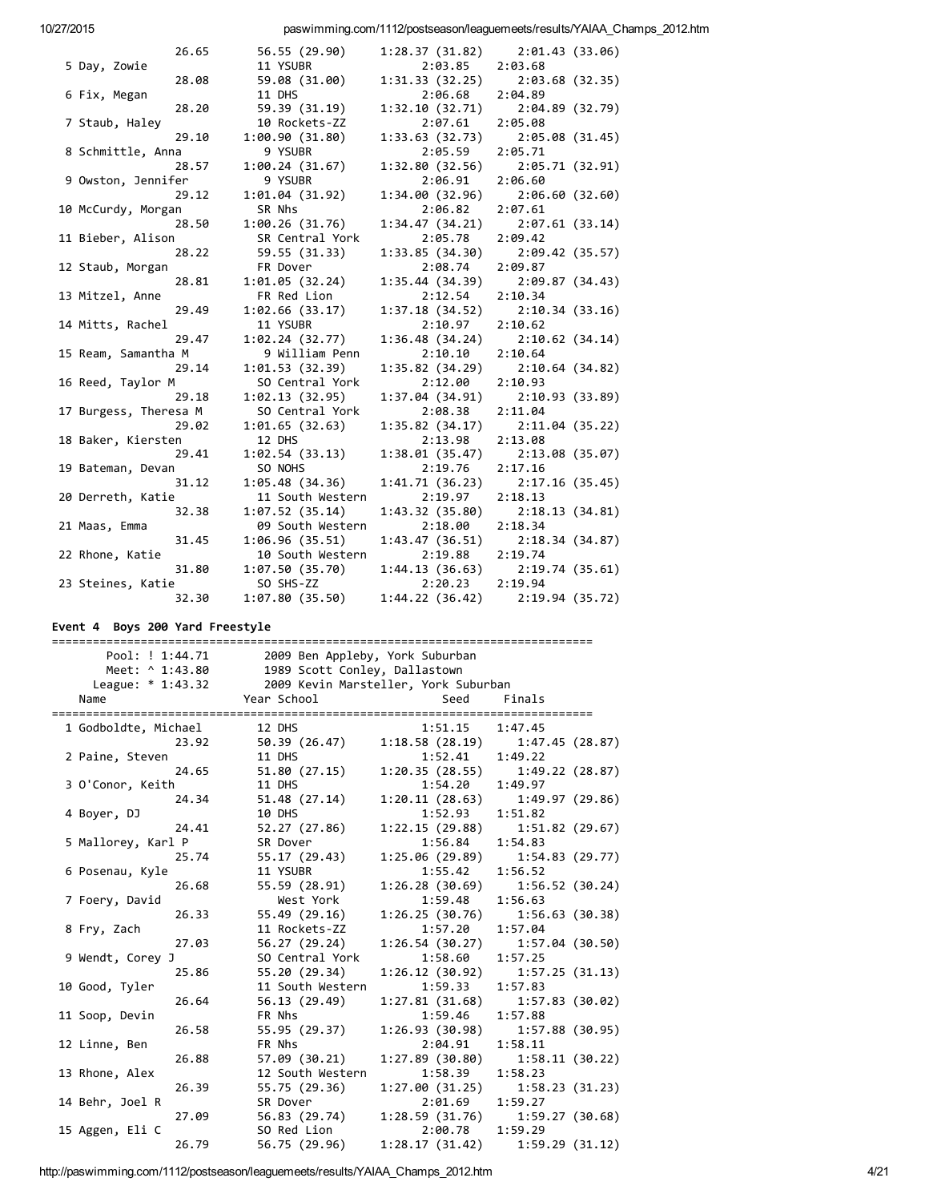```
                26.65      56.55 (29.90)    1:28.37 (31.82)    2:01.43 (33.06)
  5 Day, Zowie              11 YSUBR               2:03.85    2:03.68
                28.08      59.08 (31.00)    1:31.33 (32.25)    2:03.68 (32.35)
  6 Fix, Megan              11 DHS                 2:06.68    2:04.89
                28.20      59.39 (31.19)    1:32.10 (32.71)    2:04.89 (32.79)
  7 Staub, Haley            10 Rockets-ZZ          2:07.61    2:05.08
                29.10    1:00.90 (31.80)    1:33.63 (32.73)    2:05.08 (31.45)
  8 Schmittle, Anna          9 YSUBR               2:05.59    2:05.71
                28.57    1:00.24 (31.67)    1:32.80 (32.56)    2:05.71 (32.91)
  9 Owston, Jennifer         9 YSUBR               2:06.91    2:06.60
                29.12    1:01.04 (31.92)    1:34.00 (32.96)    2:06.60 (32.60)
 10 McCurdy, Morgan         SR Nhs                 2:06.82    2:07.61
                28.50    1:00.26 (31.76)    1:34.47 (34.21)    2:07.61 (33.14)
 11 Bieber, Alison          SR Central York        2:05.78    2:09.42
                28.22      59.55 (31.33)    1:33.85 (34.30)    2:09.42 (35.57)
 12 Staub, Morgan           FR Dover               2:08.74    2:09.87
                28.81    1:01.05 (32.24)    1:35.44 (34.39)    2:09.87 (34.43)
 13 Mitzel, Anne            FR Red Lion            2:12.54    2:10.34
                29.49    1:02.66 (33.17)    1:37.18 (34.52)    2:10.34 (33.16)
 14 Mitts, Rachel           11 YSUBR               2:10.97    2:10.62
                29.47    1:02.24 (32.77)    1:36.48 (34.24)    2:10.62 (34.14)
 15 Ream, Samantha M         9 William Penn        2:10.10    2:10.64
                29.14    1:01.53 (32.39)    1:35.82 (34.29)    2:10.64 (34.82)
 16 Reed, Taylor M          SO Central York        2:12.00    2:10.93
                29.18    1:02.13 (32.95)    1:37.04 (34.91)    2:10.93 (33.89)
 17 Burgess, Theresa M      SO Central York        2:08.38    2:11.04
                29.02    1:01.65 (32.63)    1:35.82 (34.17)    2:11.04 (35.22)
 18 Baker, Kiersten         12 DHS                 2:13.98    2:13.08
                29.41    1:02.54 (33.13)    1:38.01 (35.47)    2:13.08 (35.07)
 19 Bateman, Devan          SO NOHS                2:19.76    2:17.16
                31.12    1:05.48 (34.36)    1:41.71 (36.23)    2:17.16 (35.45)
 20 Derreth, Katie          11 South Western       2:19.97    2:18.13
                32.38    1:07.52 (35.14)    1:43.32 (35.80)    2:18.13 (34.81)
 21 Maas, Emma              09 South Western       2:18.00    2:18.34
                31.45    1:06.96 (35.51)    1:43.47 (36.51)    2:18.34 (34.87)
 22 Rhone, Katie            10 South Western       2:19.88    2:19.74
                31.80    1:07.50 (35.70)    1:44.13 (36.63)    2:19.74 (35.61)
 23 Steines, Katie          SO SHS-ZZ              2:20.23    2:19.94
                32.30    1:07.80 (35.50)    1:44.22 (36.42)    2:19.94 (35.72)
```

### Event 4  Boys 200 Yard Freestyle

```
===============================================================================
      Pool: ! 1:44.71       2009 Ben Appleby, York Suburban
      Meet: ^ 1:43.80       1989 Scott Conley, Dallastown
    League: * 1:43.32       2009 Kevin Marsteller, York Suburban
    Name                  Year School                 Seed     Finals
===============================================================================
  1 Godboldte, Michael      12 DHS                 1:51.15    1:47.45
                23.92      50.39 (26.47)    1:18.58 (28.19)    1:47.45 (28.87)
  2 Paine, Steven           11 DHS                 1:52.41    1:49.22
                24.65      51.80 (27.15)    1:20.35 (28.55)    1:49.22 (28.87)
  3 O'Conor, Keith          11 DHS                 1:54.20    1:49.97
                24.34      51.48 (27.14)    1:20.11 (28.63)    1:49.97 (29.86)
  4 Boyer, DJ               10 DHS                 1:52.93    1:51.82
                24.41      52.27 (27.86)    1:22.15 (29.88)    1:51.82 (29.67)
  5 Mallorey, Karl P        SR Dover               1:56.84    1:54.83
                25.74      55.17 (29.43)    1:25.06 (29.89)    1:54.83 (29.77)
  6 Posenau, Kyle           11 YSUBR               1:55.42    1:56.52
                26.68      55.59 (28.91)    1:26.28 (30.69)    1:56.52 (30.24)
  7 Foery, David               West York           1:59.48    1:56.63
                26.33      55.49 (29.16)    1:26.25 (30.76)    1:56.63 (30.38)
  8 Fry, Zach               11 Rockets-ZZ          1:57.20    1:57.04
                27.03      56.27 (29.24)    1:26.54 (30.27)    1:57.04 (30.50)
  9 Wendt, Corey J          SO Central York        1:58.60    1:57.25
                25.86      55.20 (29.34)    1:26.12 (30.92)    1:57.25 (31.13)
 10 Good, Tyler             11 South Western       1:59.33    1:57.83
                26.64      56.13 (29.49)    1:27.81 (31.68)    1:57.83 (30.02)
 11 Soop, Devin             FR Nhs                 1:59.46    1:57.88
                26.58      55.95 (29.37)    1:26.93 (30.98)    1:57.88 (30.95)
 12 Linne, Ben              FR Nhs                 2:04.91    1:58.11
                26.88      57.09 (30.21)    1:27.89 (30.80)    1:58.11 (30.22)
 13 Rhone, Alex             12 South Western       1:58.39    1:58.23
                26.39      55.75 (29.36)    1:27.00 (31.25)    1:58.23 (31.23)
 14 Behr, Joel R            SR Dover               2:01.69    1:59.27
                27.09      56.83 (29.74)    1:28.59 (31.76)    1:59.27 (30.68)
 15 Aggen, Eli C            SO Red Lion            2:00.78    1:59.29
                26.79      56.75 (29.96)    1:28.17 (31.42)    1:59.29 (31.12)
```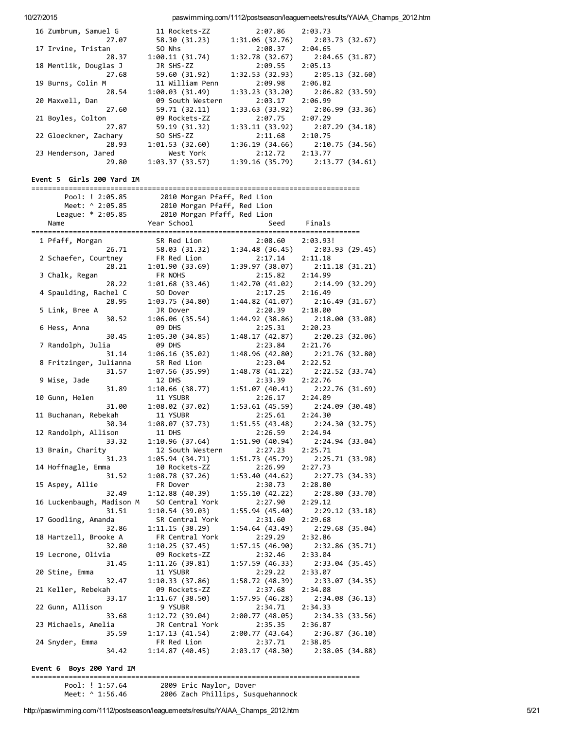```
 16 Zumbrum, Samuel G         11 Rockets-ZZ          2:07.86    2:03.73
              27.07       58.30 (31.23)      1:31.06 (32.76)      2:03.73 (32.67)
 17 Irvine, Tristan           SO Nhs                 2:08.37    2:04.65
              28.37     1:00.11 (31.74)      1:32.78 (32.67)      2:04.65 (31.87)
 18 Mentlik, Douglas J        JR SHS-ZZ              2:09.55    2:05.13
              27.68       59.60 (31.92)      1:32.53 (32.93)      2:05.13 (32.60)
 19 Burns, Colin M            11 William Penn        2:09.98    2:06.82
              28.54     1:00.03 (31.49)      1:33.23 (33.20)      2:06.82 (33.59)
 20 Maxwell, Dan              09 South Western       2:03.17    2:06.99
              27.60       59.71 (32.11)      1:33.63 (33.92)      2:06.99 (33.36)
 21 Boyles, Colton            09 Rockets-ZZ          2:07.75    2:07.29
              27.87       59.19 (31.32)      1:33.11 (33.92)      2:07.29 (34.18)
 22 Gloeckner, Zachary        SO SHS-ZZ              2:11.68    2:10.75
              28.93     1:01.53 (32.60)      1:36.19 (34.66)      2:10.75 (34.56)
 23 Henderson, Jared             West York           2:12.72    2:13.77
              29.80     1:03.37 (33.57)      1:39.16 (35.79)      2:13.77 (34.61)
```

**Event 5  Girls 200 Yard IM**

```
===============================================================================
       Pool: ! 2:05.85        2010 Morgan Pfaff, Red Lion
       Meet: ^ 2:05.85        2010 Morgan Pfaff, Red Lion
     League: * 2:05.85        2010 Morgan Pfaff, Red Lion
    Name                    Year School                 Seed     Finals
===============================================================================
  1 Pfaff, Morgan             SR Red Lion            2:08.60    2:03.93!
              26.71       58.03 (31.32)      1:34.48 (36.45)      2:03.93 (29.45)
  2 Schaefer, Courtney        FR Red Lion            2:17.14    2:11.18
              28.21     1:01.90 (33.69)      1:39.97 (38.07)      2:11.18 (31.21)
  3 Chalk, Regan              FR NOHS                2:15.82    2:14.99
              28.22     1:01.68 (33.46)      1:42.70 (41.02)      2:14.99 (32.29)
  4 Spaulding, Rachel C       SO Dover               2:17.25    2:16.49
              28.95     1:03.75 (34.80)      1:44.82 (41.07)      2:16.49 (31.67)
  5 Link, Bree A              JR Dover               2:20.39    2:18.00
              30.52     1:06.06 (35.54)      1:44.92 (38.86)      2:18.00 (33.08)
  6 Hess, Anna                09 DHS                 2:25.31    2:20.23
              30.45     1:05.30 (34.85)      1:48.17 (42.87)      2:20.23 (32.06)
  7 Randolph, Julia           09 DHS                 2:23.84    2:21.76
              31.14     1:06.16 (35.02)      1:48.96 (42.80)      2:21.76 (32.80)
  8 Fritzinger, Julianna      SR Red Lion            2:23.04    2:22.52
              31.57     1:07.56 (35.99)      1:48.78 (41.22)      2:22.52 (33.74)
  9 Wise, Jade                12 DHS                 2:33.39    2:22.76
              31.89     1:10.66 (38.77)      1:51.07 (40.41)      2:22.76 (31.69)
 10 Gunn, Helen               11 YSUBR               2:26.17    2:24.09
              31.00     1:08.02 (37.02)      1:53.61 (45.59)      2:24.09 (30.48)
 11 Buchanan, Rebekah         11 YSUBR               2:25.61    2:24.30
              30.34     1:08.07 (37.73)      1:51.55 (43.48)      2:24.30 (32.75)
 12 Randolph, Allison         11 DHS                 2:26.59    2:24.94
              33.32     1:10.96 (37.64)      1:51.90 (40.94)      2:24.94 (33.04)
 13 Brain, Charity            12 South Western       2:27.23    2:25.71
              31.23     1:05.94 (34.71)      1:51.73 (45.79)      2:25.71 (33.98)
 14 Hoffnagle, Emma           10 Rockets-ZZ          2:26.99    2:27.73
              31.52     1:08.78 (37.26)      1:53.40 (44.62)      2:27.73 (34.33)
 15 Aspey, Allie              FR Dover               2:30.73    2:28.80
              32.49     1:12.88 (40.39)      1:55.10 (42.22)      2:28.80 (33.70)
 16 Luckenbaugh, Madison M    SO Central York        2:27.90    2:29.12
              31.51     1:10.54 (39.03)      1:55.94 (45.40)      2:29.12 (33.18)
 17 Goodling, Amanda          SR Central York        2:31.60    2:29.68
              32.86     1:11.15 (38.29)      1:54.64 (43.49)      2:29.68 (35.04)
 18 Hartzell, Brooke A        FR Central York        2:29.29    2:32.86
              32.80     1:10.25 (37.45)      1:57.15 (46.90)      2:32.86 (35.71)
 19 Lecrone, Olivia           09 Rockets-ZZ          2:32.46    2:33.04
              31.45     1:11.26 (39.81)      1:57.59 (46.33)      2:33.04 (35.45)
 20 Stine, Emma               11 YSUBR               2:29.22    2:33.07
              32.47     1:10.33 (37.86)      1:58.72 (48.39)      2:33.07 (34.35)
 21 Keller, Rebekah           09 Rockets-ZZ          2:37.68    2:34.08
              33.17     1:11.67 (38.50)      1:57.95 (46.28)      2:34.08 (36.13)
 22 Gunn, Allison              9 YSUBR               2:34.71    2:34.33
              33.68     1:12.72 (39.04)      2:00.77 (48.05)      2:34.33 (33.56)
 23 Michaels, Amelia          JR Central York        2:35.35    2:36.87
              35.59     1:17.13 (41.54)      2:00.77 (43.64)      2:36.87 (36.10)
 24 Snyder, Emma              FR Red Lion            2:37.71    2:38.05
              34.42     1:14.87 (40.45)      2:03.17 (48.30)      2:38.05 (34.88)
```

**Event 6  Boys 200 Yard IM**

```
===============================================================================
       Pool: ! 1:57.64        2009 Eric Naylor, Dover
       Meet: ^ 1:56.46        2006 Zach Phillips, Susquehannock
```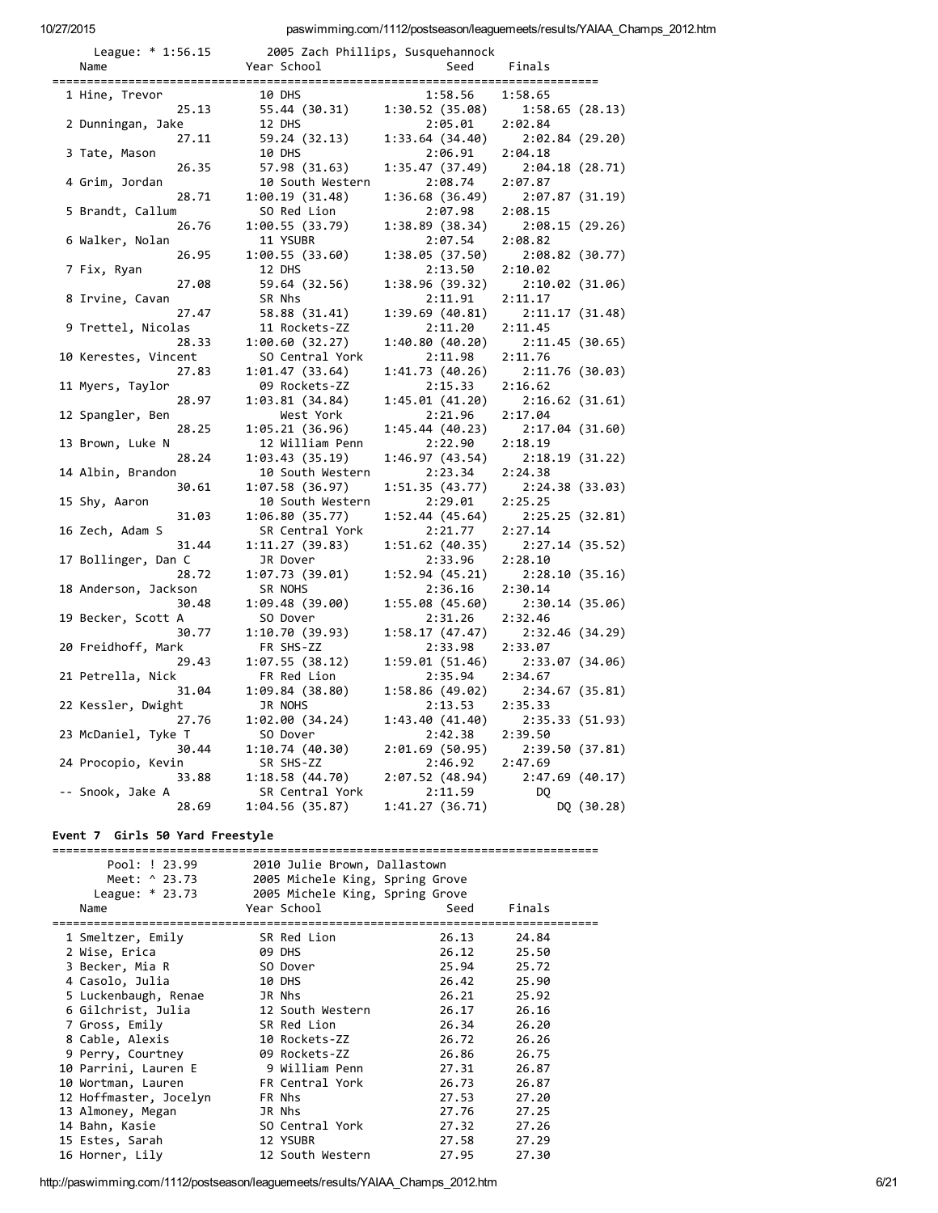League: * 1:56.15 2005 Zach Phillips, Susquehannock

| Name | Year | School | Seed | Finals |
|---|---|---|---|---|
| 1 Hine, Trevor | 10 | DHS | 1:58.56 | 1:58.65 |
| 25.13 | 55.44 (30.31) | 1:30.52 (35.08) | 1:58.65 (28.13) | |
| 2 Dunningan, Jake | 12 | DHS | 2:05.01 | 2:02.84 |
| 27.11 | 59.24 (32.13) | 1:33.64 (34.40) | 2:02.84 (29.20) | |
| 3 Tate, Mason | 10 | DHS | 2:06.91 | 2:04.18 |
| 26.35 | 57.98 (31.63) | 1:35.47 (37.49) | 2:04.18 (28.71) | |
| 4 Grim, Jordan | 10 | South Western | 2:08.74 | 2:07.87 |
| 28.71 | 1:00.19 (31.48) | 1:36.68 (36.49) | 2:07.87 (31.19) | |
| 5 Brandt, Callum | SO | Red Lion | 2:07.98 | 2:08.15 |
| 26.76 | 1:00.55 (33.79) | 1:38.89 (38.34) | 2:08.15 (29.26) | |
| 6 Walker, Nolan | 11 | YSUBR | 2:07.54 | 2:08.82 |
| 26.95 | 1:00.55 (33.60) | 1:38.05 (37.50) | 2:08.82 (30.77) | |
| 7 Fix, Ryan | 12 | DHS | 2:13.50 | 2:10.02 |
| 27.08 | 59.64 (32.56) | 1:38.96 (39.32) | 2:10.02 (31.06) | |
| 8 Irvine, Cavan | SR | Nhs | 2:11.91 | 2:11.17 |
| 27.47 | 58.88 (31.41) | 1:39.69 (40.81) | 2:11.17 (31.48) | |
| 9 Trettel, Nicolas | 11 | Rockets-ZZ | 2:11.20 | 2:11.45 |
| 28.33 | 1:00.60 (32.27) | 1:40.80 (40.20) | 2:11.45 (30.65) | |
| 10 Kerestes, Vincent | SO | Central York | 2:11.98 | 2:11.76 |
| 27.83 | 1:01.47 (33.64) | 1:41.73 (40.26) | 2:11.76 (30.03) | |
| 11 Myers, Taylor | 09 | Rockets-ZZ | 2:15.33 | 2:16.62 |
| 28.97 | 1:03.81 (34.84) | 1:45.01 (41.20) | 2:16.62 (31.61) | |
| 12 Spangler, Ben | | West York | 2:21.96 | 2:17.04 |
| 28.25 | 1:05.21 (36.96) | 1:45.44 (40.23) | 2:17.04 (31.60) | |
| 13 Brown, Luke N | 12 | William Penn | 2:22.90 | 2:18.19 |
| 28.24 | 1:03.43 (35.19) | 1:46.97 (43.54) | 2:18.19 (31.22) | |
| 14 Albin, Brandon | 10 | South Western | 2:23.34 | 2:24.38 |
| 30.61 | 1:07.58 (36.97) | 1:51.35 (43.77) | 2:24.38 (33.03) | |
| 15 Shy, Aaron | 10 | South Western | 2:29.01 | 2:25.25 |
| 31.03 | 1:06.80 (35.77) | 1:52.44 (45.64) | 2:25.25 (32.81) | |
| 16 Zech, Adam S | SR | Central York | 2:21.77 | 2:27.14 |
| 31.44 | 1:11.27 (39.83) | 1:51.62 (40.35) | 2:27.14 (35.52) | |
| 17 Bollinger, Dan C | JR | Dover | 2:33.96 | 2:28.10 |
| 28.72 | 1:07.73 (39.01) | 1:52.94 (45.21) | 2:28.10 (35.16) | |
| 18 Anderson, Jackson | SR | NOHS | 2:36.16 | 2:30.14 |
| 30.48 | 1:09.48 (39.00) | 1:55.08 (45.60) | 2:30.14 (35.06) | |
| 19 Becker, Scott A | SO | Dover | 2:31.26 | 2:32.46 |
| 30.77 | 1:10.70 (39.93) | 1:58.17 (47.47) | 2:32.46 (34.29) | |
| 20 Freidhoff, Mark | FR | SHS-ZZ | 2:33.98 | 2:33.07 |
| 29.43 | 1:07.55 (38.12) | 1:59.01 (51.46) | 2:33.07 (34.06) | |
| 21 Petrella, Nick | FR | Red Lion | 2:35.94 | 2:34.67 |
| 31.04 | 1:09.84 (38.80) | 1:58.86 (49.02) | 2:34.67 (35.81) | |
| 22 Kessler, Dwight | JR | NOHS | 2:13.53 | 2:35.33 |
| 27.76 | 1:02.00 (34.24) | 1:43.40 (41.40) | 2:35.33 (51.93) | |
| 23 McDaniel, Tyke T | SO | Dover | 2:42.38 | 2:39.50 |
| 30.44 | 1:10.74 (40.30) | 2:01.69 (50.95) | 2:39.50 (37.81) | |
| 24 Procopio, Kevin | SR | SHS-ZZ | 2:46.92 | 2:47.69 |
| 33.88 | 1:18.58 (44.70) | 2:07.52 (48.94) | 2:47.69 (40.17) | |
| -- Snook, Jake A | SR | Central York | 2:11.59 | DQ |
| 28.69 | 1:04.56 (35.87) | 1:41.27 (36.71) | DQ (30.28) | |

## Event 7 Girls 50 Yard Freestyle

Pool: ! 23.99 2010 Julie Brown, Dallastown
Meet: ^ 23.73 2005 Michele King, Spring Grove
League: * 23.73 2005 Michele King, Spring Grove

| Name | Year | School | Seed | Finals |
|---|---|---|---|---|
| 1 Smeltzer, Emily | SR | Red Lion | 26.13 | 24.84 |
| 2 Wise, Erica | 09 | DHS | 26.12 | 25.50 |
| 3 Becker, Mia R | SO | Dover | 25.94 | 25.72 |
| 4 Casolo, Julia | 10 | DHS | 26.42 | 25.90 |
| 5 Luckenbaugh, Renae | JR | Nhs | 26.21 | 25.92 |
| 6 Gilchrist, Julia | 12 | South Western | 26.17 | 26.16 |
| 7 Gross, Emily | SR | Red Lion | 26.34 | 26.20 |
| 8 Cable, Alexis | 10 | Rockets-ZZ | 26.72 | 26.26 |
| 9 Perry, Courtney | 09 | Rockets-ZZ | 26.86 | 26.75 |
| 10 Parrini, Lauren E | 9 | William Penn | 27.31 | 26.87 |
| 10 Wortman, Lauren | FR | Central York | 26.73 | 26.87 |
| 12 Hoffmaster, Jocelyn | FR | Nhs | 27.53 | 27.20 |
| 13 Almoney, Megan | JR | Nhs | 27.76 | 27.25 |
| 14 Bahn, Kasie | SO | Central York | 27.32 | 27.26 |
| 15 Estes, Sarah | 12 | YSUBR | 27.58 | 27.29 |
| 16 Horner, Lily | 12 | South Western | 27.95 | 27.30 |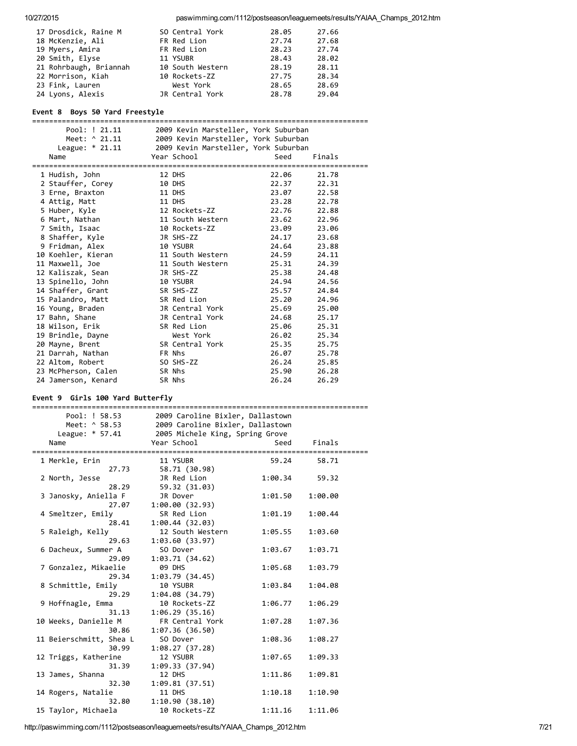| | | | | |
|---|---|---|---|---|
| 17 | Drosdick, Raine M | SO Central York | 28.05 | 27.66 |
| 18 | McKenzie, Ali | FR Red Lion | 27.74 | 27.68 |
| 19 | Myers, Amira | FR Red Lion | 28.23 | 27.74 |
| 20 | Smith, Elyse | 11 YSUBR | 28.43 | 28.02 |
| 21 | Rohrbaugh, Briannah | 10 South Western | 28.19 | 28.11 |
| 22 | Morrison, Kiah | 10 Rockets-ZZ | 27.75 | 28.34 |
| 23 | Fink, Lauren | West York | 28.65 | 28.69 |
| 24 | Lyons, Alexis | JR Central York | 28.78 | 29.04 |

**Event 8 Boys 50 Yard Freestyle**

Pool: ! 21.11 — 2009 Kevin Marsteller, York Suburban
Meet: ^ 21.11 — 2009 Kevin Marsteller, York Suburban
League: * 21.11 — 2009 Kevin Marsteller, York Suburban

| | Name | Year School | Seed | Finals |
|---|---|---|---|---|
| 1 | Hudish, John | 12 DHS | 22.06 | 21.78 |
| 2 | Stauffer, Corey | 10 DHS | 22.37 | 22.31 |
| 3 | Erne, Braxton | 11 DHS | 23.07 | 22.58 |
| 4 | Attig, Matt | 11 DHS | 23.28 | 22.78 |
| 5 | Huber, Kyle | 12 Rockets-ZZ | 22.76 | 22.88 |
| 6 | Mart, Nathan | 11 South Western | 23.62 | 22.96 |
| 7 | Smith, Isaac | 10 Rockets-ZZ | 23.09 | 23.06 |
| 8 | Shaffer, Kyle | JR SHS-ZZ | 24.17 | 23.68 |
| 9 | Fridman, Alex | 10 YSUBR | 24.64 | 23.88 |
| 10 | Koehler, Kieran | 11 South Western | 24.59 | 24.11 |
| 11 | Maxwell, Joe | 11 South Western | 25.31 | 24.39 |
| 12 | Kaliszak, Sean | JR SHS-ZZ | 25.38 | 24.48 |
| 13 | Spinello, John | 10 YSUBR | 24.94 | 24.56 |
| 14 | Shaffer, Grant | SR SHS-ZZ | 25.57 | 24.84 |
| 15 | Palandro, Matt | SR Red Lion | 25.20 | 24.96 |
| 16 | Young, Braden | JR Central York | 25.69 | 25.00 |
| 17 | Bahn, Shane | JR Central York | 24.68 | 25.17 |
| 18 | Wilson, Erik | SR Red Lion | 25.06 | 25.31 |
| 19 | Brindle, Dayne | West York | 26.02 | 25.34 |
| 20 | Mayne, Brent | SR Central York | 25.35 | 25.75 |
| 21 | Darrah, Nathan | FR Nhs | 26.07 | 25.78 |
| 22 | Altom, Robert | SO SHS-ZZ | 26.24 | 25.85 |
| 23 | McPherson, Calen | SR Nhs | 25.90 | 26.28 |
| 24 | Jamerson, Kenard | SR Nhs | 26.24 | 26.29 |

**Event 9 Girls 100 Yard Butterfly**

Pool: ! 58.53 — 2009 Caroline Bixler, Dallastown
Meet: ^ 58.53 — 2009 Caroline Bixler, Dallastown
League: * 57.41 — 2005 Michele King, Spring Grove

| | Name | Year School | Seed | Finals | Splits |
|---|---|---|---|---|---|
| 1 | Merkle, Erin | 11 YSUBR | 59.24 | 58.71 | 27.73, 58.71 (30.98) |
| 2 | North, Jesse | JR Red Lion | 1:00.34 | 59.32 | 28.29, 59.32 (31.03) |
| 3 | Janosky, Aniella F | JR Dover | 1:01.50 | 1:00.00 | 27.07, 1:00.00 (32.93) |
| 4 | Smeltzer, Emily | SR Red Lion | 1:01.19 | 1:00.44 | 28.41, 1:00.44 (32.03) |
| 5 | Raleigh, Kelly | 12 South Western | 1:05.55 | 1:03.60 | 29.63, 1:03.60 (33.97) |
| 6 | Dacheux, Summer A | SO Dover | 1:03.67 | 1:03.71 | 29.09, 1:03.71 (34.62) |
| 7 | Gonzalez, Mikaelie | 09 DHS | 1:05.68 | 1:03.79 | 29.34, 1:03.79 (34.45) |
| 8 | Schmittle, Emily | 10 YSUBR | 1:03.84 | 1:04.08 | 29.29, 1:04.08 (34.79) |
| 9 | Hoffnagle, Emma | 10 Rockets-ZZ | 1:06.77 | 1:06.29 | 31.13, 1:06.29 (35.16) |
| 10 | Weeks, Danielle M | FR Central York | 1:07.28 | 1:07.36 | 30.86, 1:07.36 (36.50) |
| 11 | Beierschmitt, Shea L | SO Dover | 1:08.36 | 1:08.27 | 30.99, 1:08.27 (37.28) |
| 12 | Triggs, Katherine | 12 YSUBR | 1:07.65 | 1:09.33 | 31.39, 1:09.33 (37.94) |
| 13 | James, Shanna | 12 DHS | 1:11.86 | 1:09.81 | 32.30, 1:09.81 (37.51) |
| 14 | Rogers, Natalie | 11 DHS | 1:10.18 | 1:10.90 | 32.80, 1:10.90 (38.10) |
| 15 | Taylor, Michaela | 10 Rockets-ZZ | 1:11.16 | 1:11.06 | |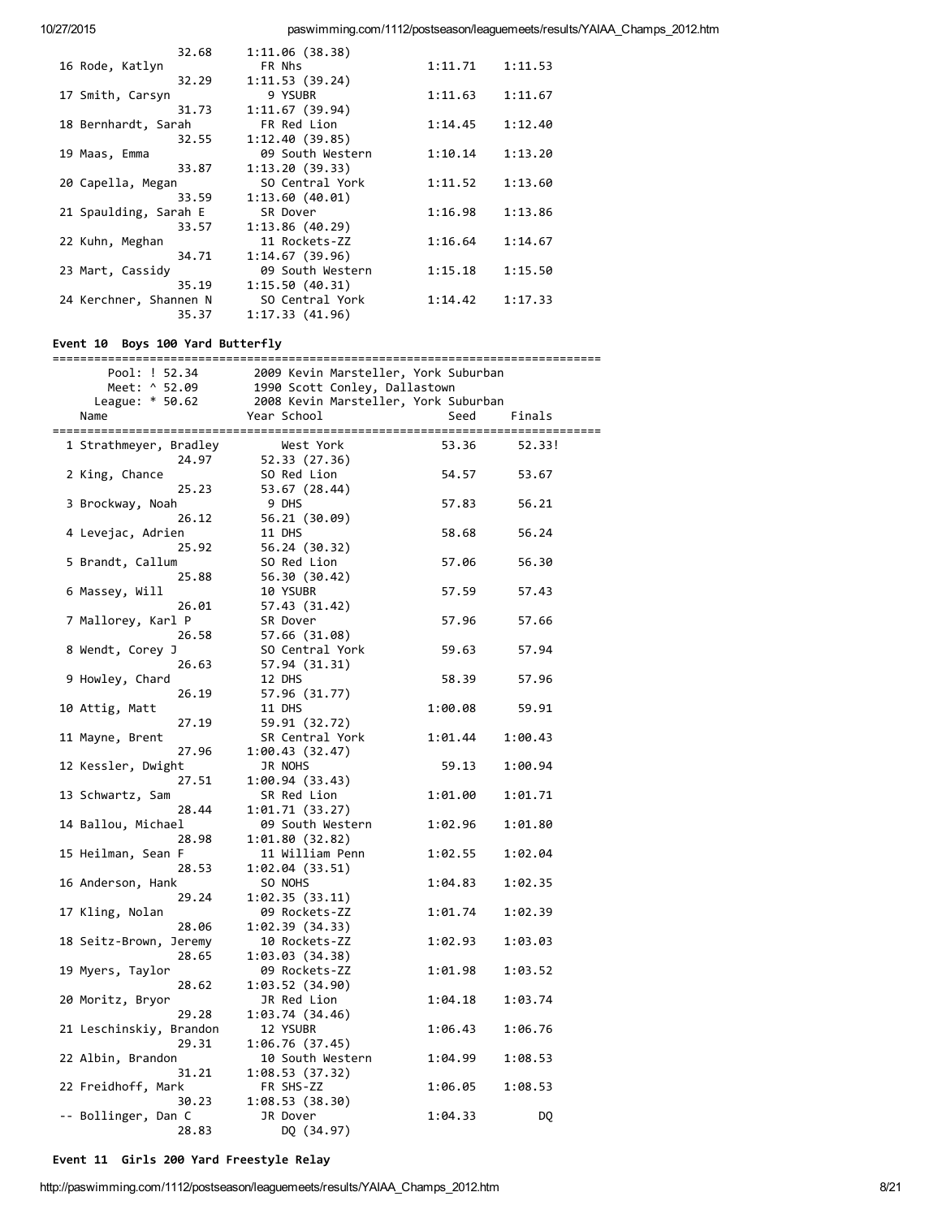| Name | Year School | Seed | Finals |
|---|---|---|---|
| 32.68 | 1:11.06 (38.38) | | |
| 16 Rode, Katlyn | FR Nhs | 1:11.71 | 1:11.53 |
| 32.29 | 1:11.53 (39.24) | | |
| 17 Smith, Carsyn | 9 YSUBR | 1:11.63 | 1:11.67 |
| 31.73 | 1:11.67 (39.94) | | |
| 18 Bernhardt, Sarah | FR Red Lion | 1:14.45 | 1:12.40 |
| 32.55 | 1:12.40 (39.85) | | |
| 19 Maas, Emma | 09 South Western | 1:10.14 | 1:13.20 |
| 33.87 | 1:13.20 (39.33) | | |
| 20 Capella, Megan | SO Central York | 1:11.52 | 1:13.60 |
| 33.59 | 1:13.60 (40.01) | | |
| 21 Spaulding, Sarah E | SR Dover | 1:16.98 | 1:13.86 |
| 33.57 | 1:13.86 (40.29) | | |
| 22 Kuhn, Meghan | 11 Rockets-ZZ | 1:16.64 | 1:14.67 |
| 34.71 | 1:14.67 (39.96) | | |
| 23 Mart, Cassidy | 09 South Western | 1:15.18 | 1:15.50 |
| 35.19 | 1:15.50 (40.31) | | |
| 24 Kerchner, Shannen N | SO Central York | 1:14.42 | 1:17.33 |
| 35.37 | 1:17.33 (41.96) | | |

**Event 10 Boys 100 Yard Butterfly**

Pool: ! 52.34 2009 Kevin Marsteller, York Suburban
Meet: ^ 52.09 1990 Scott Conley, Dallastown
League: * 50.62 2008 Kevin Marsteller, York Suburban

| Name | Year School | Seed | Finals |
|---|---|---|---|
| 1 Strathmeyer, Bradley | West York | 53.36 | 52.33! |
| 24.97 | 52.33 (27.36) | | |
| 2 King, Chance | SO Red Lion | 54.57 | 53.67 |
| 25.23 | 53.67 (28.44) | | |
| 3 Brockway, Noah | 9 DHS | 57.83 | 56.21 |
| 26.12 | 56.21 (30.09) | | |
| 4 Levejac, Adrien | 11 DHS | 58.68 | 56.24 |
| 25.92 | 56.24 (30.32) | | |
| 5 Brandt, Callum | SO Red Lion | 57.06 | 56.30 |
| 25.88 | 56.30 (30.42) | | |
| 6 Massey, Will | 10 YSUBR | 57.59 | 57.43 |
| 26.01 | 57.43 (31.42) | | |
| 7 Mallorey, Karl P | SR Dover | 57.96 | 57.66 |
| 26.58 | 57.66 (31.08) | | |
| 8 Wendt, Corey J | SO Central York | 59.63 | 57.94 |
| 26.63 | 57.94 (31.31) | | |
| 9 Howley, Chard | 12 DHS | 58.39 | 57.96 |
| 26.19 | 57.96 (31.77) | | |
| 10 Attig, Matt | 11 DHS | 1:00.08 | 59.91 |
| 27.19 | 59.91 (32.72) | | |
| 11 Mayne, Brent | SR Central York | 1:01.44 | 1:00.43 |
| 27.96 | 1:00.43 (32.47) | | |
| 12 Kessler, Dwight | JR NOHS | 59.13 | 1:00.94 |
| 27.51 | 1:00.94 (33.43) | | |
| 13 Schwartz, Sam | SR Red Lion | 1:01.00 | 1:01.71 |
| 28.44 | 1:01.71 (33.27) | | |
| 14 Ballou, Michael | 09 South Western | 1:02.96 | 1:01.80 |
| 28.98 | 1:01.80 (32.82) | | |
| 15 Heilman, Sean F | 11 William Penn | 1:02.55 | 1:02.04 |
| 28.53 | 1:02.04 (33.51) | | |
| 16 Anderson, Hank | SO NOHS | 1:04.83 | 1:02.35 |
| 29.24 | 1:02.35 (33.11) | | |
| 17 Kling, Nolan | 09 Rockets-ZZ | 1:01.74 | 1:02.39 |
| 28.06 | 1:02.39 (34.33) | | |
| 18 Seitz-Brown, Jeremy | 10 Rockets-ZZ | 1:02.93 | 1:03.03 |
| 28.65 | 1:03.03 (34.38) | | |
| 19 Myers, Taylor | 09 Rockets-ZZ | 1:01.98 | 1:03.52 |
| 28.62 | 1:03.52 (34.90) | | |
| 20 Moritz, Bryor | JR Red Lion | 1:04.18 | 1:03.74 |
| 29.28 | 1:03.74 (34.46) | | |
| 21 Leschinskiy, Brandon | 12 YSUBR | 1:06.43 | 1:06.76 |
| 29.31 | 1:06.76 (37.45) | | |
| 22 Albin, Brandon | 10 South Western | 1:04.99 | 1:08.53 |
| 31.21 | 1:08.53 (37.32) | | |
| 22 Freidhoff, Mark | FR SHS-ZZ | 1:06.05 | 1:08.53 |
| 30.23 | 1:08.53 (38.30) | | |
| -- Bollinger, Dan C | JR Dover | 1:04.33 | DQ |
| 28.83 | DQ (34.97) | | |

**Event 11 Girls 200 Yard Freestyle Relay**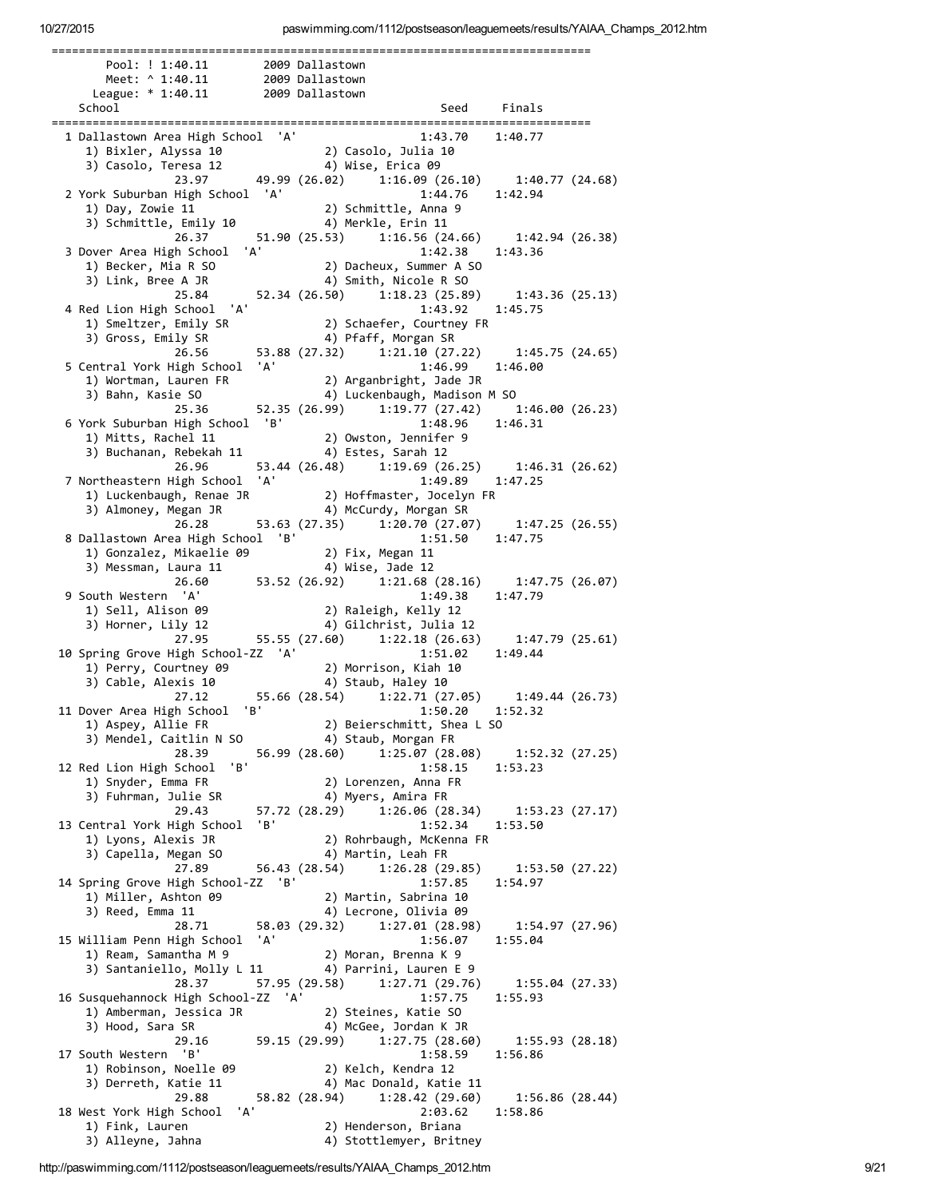```
===============================================================================
        Pool: ! 1:40.11        2009 Dallastown
        Meet: ^ 1:40.11        2009 Dallastown
      League: * 1:40.11        2009 Dallastown
    School                                            Seed     Finals
===============================================================================
  1 Dallastown Area High School  'A'                 1:43.70    1:40.77
     1) Bixler, Alyssa 10               2) Casolo, Julia 10
     3) Casolo, Teresa 12               4) Wise, Erica 09
               23.97       49.99 (26.02)     1:16.09 (26.10)     1:40.77 (24.68)
  2 York Suburban High School  'A'                   1:44.76    1:42.94
     1) Day, Zowie 11                   2) Schmittle, Anna 9
     3) Schmittle, Emily 10             4) Merkle, Erin 11
               26.37       51.90 (25.53)     1:16.56 (24.66)     1:42.94 (26.38)
  3 Dover Area High School  'A'                      1:42.38    1:43.36
     1) Becker, Mia R SO                2) Dacheux, Summer A SO
     3) Link, Bree A JR                 4) Smith, Nicole R SO
               25.84       52.34 (26.50)     1:18.23 (25.89)     1:43.36 (25.13)
  4 Red Lion High School  'A'                        1:43.92    1:45.75
     1) Smeltzer, Emily SR              2) Schaefer, Courtney FR
     3) Gross, Emily SR                 4) Pfaff, Morgan SR
               26.56       53.88 (27.32)     1:21.10 (27.22)     1:45.75 (24.65)
  5 Central York High School  'A'                    1:46.99    1:46.00
     1) Wortman, Lauren FR              2) Arganbright, Jade JR
     3) Bahn, Kasie SO                  4) Luckenbaugh, Madison M SO
               25.36       52.35 (26.99)     1:19.77 (27.42)     1:46.00 (26.23)
  6 York Suburban High School  'B'                   1:48.96    1:46.31
     1) Mitts, Rachel 11                2) Owston, Jennifer 9
     3) Buchanan, Rebekah 11            4) Estes, Sarah 12
               26.96       53.44 (26.48)     1:19.69 (26.25)     1:46.31 (26.62)
  7 Northeastern High School  'A'                    1:49.89    1:47.25
     1) Luckenbaugh, Renae JR           2) Hoffmaster, Jocelyn FR
     3) Almoney, Megan JR               4) McCurdy, Morgan SR
               26.28       53.63 (27.35)     1:20.70 (27.07)     1:47.25 (26.55)
  8 Dallastown Area High School  'B'                 1:51.50    1:47.75
     1) Gonzalez, Mikaelie 09           2) Fix, Megan 11
     3) Messman, Laura 11               4) Wise, Jade 12
               26.60       53.52 (26.92)     1:21.68 (28.16)     1:47.75 (26.07)
  9 South Western  'A'                               1:49.38    1:47.79
     1) Sell, Alison 09                 2) Raleigh, Kelly 12
     3) Horner, Lily 12                 4) Gilchrist, Julia 12
               27.95       55.55 (27.60)     1:22.18 (26.63)     1:47.79 (25.61)
 10 Spring Grove High School-ZZ  'A'                 1:51.02    1:49.44
     1) Perry, Courtney 09              2) Morrison, Kiah 10
     3) Cable, Alexis 10                4) Staub, Haley 10
               27.12       55.66 (28.54)     1:22.71 (27.05)     1:49.44 (26.73)
 11 Dover Area High School  'B'                      1:50.20    1:52.32
     1) Aspey, Allie FR                 2) Beierschmitt, Shea L SO
     3) Mendel, Caitlin N SO            4) Staub, Morgan FR
               28.39       56.99 (28.60)     1:25.07 (28.08)     1:52.32 (27.25)
 12 Red Lion High School  'B'                        1:58.15    1:53.23
     1) Snyder, Emma FR                 2) Lorenzen, Anna FR
     3) Fuhrman, Julie SR               4) Myers, Amira FR
               29.43       57.72 (28.29)     1:26.06 (28.34)     1:53.23 (27.17)
 13 Central York High School  'B'                    1:52.34    1:53.50
     1) Lyons, Alexis JR                2) Rohrbaugh, McKenna FR
     3) Capella, Megan SO               4) Martin, Leah FR
               27.89       56.43 (28.54)     1:26.28 (29.85)     1:53.50 (27.22)
 14 Spring Grove High School-ZZ  'B'                 1:57.85    1:54.97
     1) Miller, Ashton 09               2) Martin, Sabrina 10
     3) Reed, Emma 11                   4) Lecrone, Olivia 09
               28.71       58.03 (29.32)     1:27.01 (28.98)     1:54.97 (27.96)
 15 William Penn High School  'A'                    1:56.07    1:55.04
     1) Ream, Samantha M 9              2) Moran, Brenna K 9
     3) Santaniello, Molly L 11         4) Parrini, Lauren E 9
               28.37       57.95 (29.58)     1:27.71 (29.76)     1:55.04 (27.33)
 16 Susquehannock High School-ZZ  'A'                1:57.75    1:55.93
     1) Amberman, Jessica JR            2) Steines, Katie SO
     3) Hood, Sara SR                   4) McGee, Jordan K JR
               29.16       59.15 (29.99)     1:27.75 (28.60)     1:55.93 (28.18)
 17 South Western  'B'                               1:58.59    1:56.86
     1) Robinson, Noelle 09             2) Kelch, Kendra 12
     3) Derreth, Katie 11               4) Mac Donald, Katie 11
               29.88       58.82 (28.94)     1:28.42 (29.60)     1:56.86 (28.44)
 18 West York High School  'A'                       2:03.62    1:58.86
     1) Fink, Lauren                    2) Henderson, Briana
     3) Alleyne, Jahna                  4) Stottlemyer, Britney
```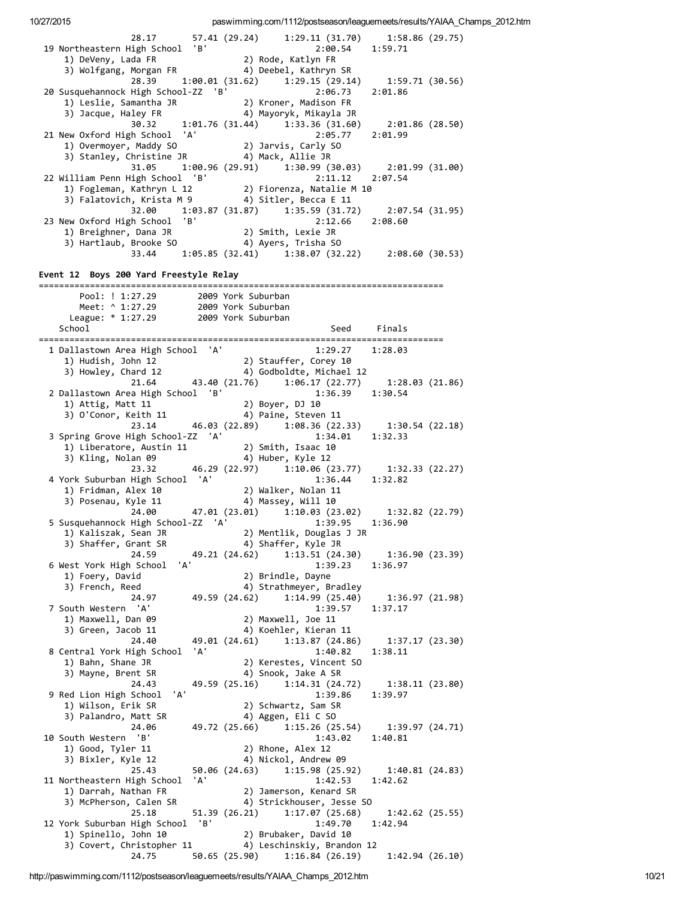```
                28.17       57.41 (29.24)     1:29.11 (31.70)     1:58.86 (29.75)
 19 Northeastern High School  'B'                     2:00.54    1:59.71
    1) DeVeny, Lada FR                2) Rode, Katlyn FR
    3) Wolfgang, Morgan FR            4) Deebel, Kathryn SR
                28.39     1:00.01 (31.62)     1:29.15 (29.14)     1:59.71 (30.56)
 20 Susquehannock High School-ZZ  'B'                 2:06.73    2:01.86
    1) Leslie, Samantha JR            2) Kroner, Madison FR
    3) Jacque, Haley FR               4) Mayoryk, Mikayla JR
                30.32     1:01.76 (31.44)     1:33.36 (31.60)     2:01.86 (28.50)
 21 New Oxford High School  'A'                       2:05.77    2:01.99
    1) Overmoyer, Maddy SO            2) Jarvis, Carly SO
    3) Stanley, Christine JR          4) Mack, Allie JR
                31.05     1:00.96 (29.91)     1:30.99 (30.03)     2:01.99 (31.00)
 22 William Penn High School  'B'                     2:11.12    2:07.54
    1) Fogleman, Kathryn L 12         2) Fiorenza, Natalie M 10
    3) Falatovich, Krista M 9         4) Sitler, Becca E 11
                32.00     1:03.87 (31.87)     1:35.59 (31.72)     2:07.54 (31.95)
 23 New Oxford High School  'B'                       2:12.66    2:08.60
    1) Breighner, Dana JR             2) Smith, Lexie JR
    3) Hartlaub, Brooke SO            4) Ayers, Trisha SO
                33.44     1:05.85 (32.41)     1:38.07 (32.22)     2:08.60 (30.53)
```

**Event 12  Boys 200 Yard Freestyle Relay**

```
===============================================================================
        Pool: ! 1:27.29       2009 York Suburban
        Meet: ^ 1:27.29       2009 York Suburban
      League: * 1:27.29       2009 York Suburban
    School                                             Seed     Finals
===============================================================================
  1 Dallastown Area High School  'A'                  1:29.27    1:28.03
    1) Hudish, John 12                2) Stauffer, Corey 10
    3) Howley, Chard 12               4) Godboldte, Michael 12
                21.64       43.40 (21.76)     1:06.17 (22.77)     1:28.03 (21.86)
  2 Dallastown Area High School  'B'                  1:36.39    1:30.54
    1) Attig, Matt 11                 2) Boyer, DJ 10
    3) O'Conor, Keith 11              4) Paine, Steven 11
                23.14       46.03 (22.89)     1:08.36 (22.33)     1:30.54 (22.18)
  3 Spring Grove High School-ZZ  'A'                  1:34.01    1:32.33
    1) Liberatore, Austin 11          2) Smith, Isaac 10
    3) Kling, Nolan 09                4) Huber, Kyle 12
                23.32       46.29 (22.97)     1:10.06 (23.77)     1:32.33 (22.27)
  4 York Suburban High School  'A'                    1:36.44    1:32.82
    1) Fridman, Alex 10               2) Walker, Nolan 11
    3) Posenau, Kyle 11               4) Massey, Will 10
                24.00       47.01 (23.01)     1:10.03 (23.02)     1:32.82 (22.79)
  5 Susquehannock High School-ZZ  'A'                 1:39.95    1:36.90
    1) Kaliszak, Sean JR              2) Mentlik, Douglas J JR
    3) Shaffer, Grant SR              4) Shaffer, Kyle JR
                24.59       49.21 (24.62)     1:13.51 (24.30)     1:36.90 (23.39)
  6 West York High School  'A'                        1:39.23    1:36.97
    1) Foery, David                   2) Brindle, Dayne
    3) French, Reed                   4) Strathmeyer, Bradley
                24.97       49.59 (24.62)     1:14.99 (25.40)     1:36.97 (21.98)
  7 South Western  'A'                                1:39.57    1:37.17
    1) Maxwell, Dan 09                2) Maxwell, Joe 11
    3) Green, Jacob 11                4) Koehler, Kieran 11
                24.40       49.01 (24.61)     1:13.87 (24.86)     1:37.17 (23.30)
  8 Central York High School  'A'                     1:40.82    1:38.11
    1) Bahn, Shane JR                 2) Kerestes, Vincent SO
    3) Mayne, Brent SR                4) Snook, Jake A SR
                24.43       49.59 (25.16)     1:14.31 (24.72)     1:38.11 (23.80)
  9 Red Lion High School  'A'                         1:39.86    1:39.97
    1) Wilson, Erik SR                2) Schwartz, Sam SR
    3) Palandro, Matt SR              4) Aggen, Eli C SO
                24.06       49.72 (25.66)     1:15.26 (25.54)     1:39.97 (24.71)
 10 South Western  'B'                                1:43.02    1:40.81
    1) Good, Tyler 11                 2) Rhone, Alex 12
    3) Bixler, Kyle 12                4) Nickol, Andrew 09
                25.43       50.06 (24.63)     1:15.98 (25.92)     1:40.81 (24.83)
 11 Northeastern High School  'A'                     1:42.53    1:42.62
    1) Darrah, Nathan FR              2) Jamerson, Kenard SR
    3) McPherson, Calen SR            4) Strickhouser, Jesse SO
                25.18       51.39 (26.21)     1:17.07 (25.68)     1:42.62 (25.55)
 12 York Suburban High School  'B'                    1:49.70    1:42.94
    1) Spinello, John 10              2) Brubaker, David 10
    3) Covert, Christopher 11         4) Leschinskiy, Brandon 12
                24.75       50.65 (25.90)     1:16.84 (26.19)     1:42.94 (26.10)
```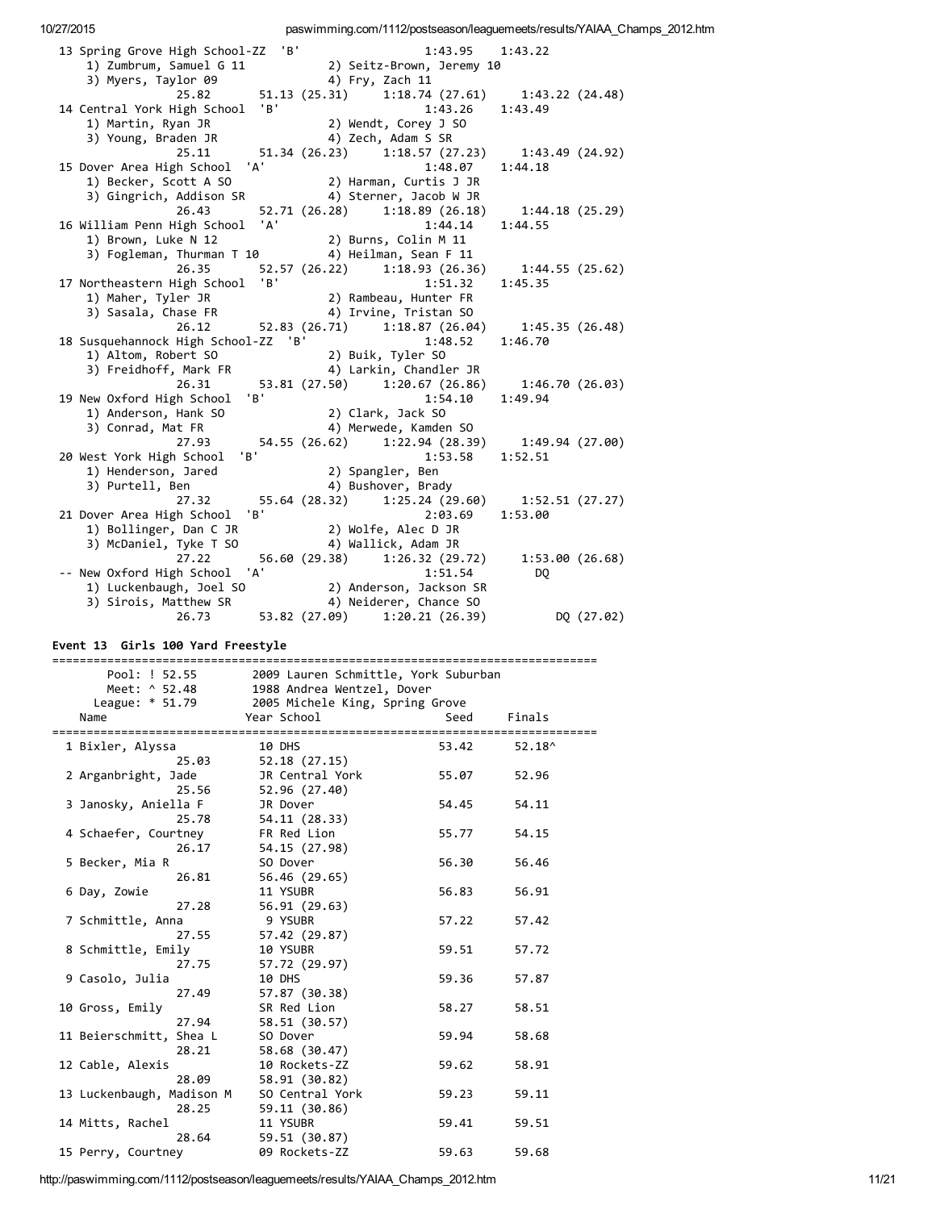```
 13 Spring Grove High School-ZZ  'B'                  1:43.95    1:43.22
    1) Zumbrum, Samuel G 11           2) Seitz-Brown, Jeremy 10
    3) Myers, Taylor 09               4) Fry, Zach 11
               25.82       51.13 (25.31)     1:18.74 (27.61)     1:43.22 (24.48)
 14 Central York High School  'B'                     1:43.26    1:43.49
    1) Martin, Ryan JR                2) Wendt, Corey J SO
    3) Young, Braden JR               4) Zech, Adam S SR
               25.11       51.34 (26.23)     1:18.57 (27.23)     1:43.49 (24.92)
 15 Dover Area High School  'A'                       1:48.07    1:44.18
    1) Becker, Scott A SO             2) Harman, Curtis J JR
    3) Gingrich, Addison SR           4) Sterner, Jacob W JR
               26.43       52.71 (26.28)     1:18.89 (26.18)     1:44.18 (25.29)
 16 William Penn High School  'A'                     1:44.14    1:44.55
    1) Brown, Luke N 12               2) Burns, Colin M 11
    3) Fogleman, Thurman T 10         4) Heilman, Sean F 11
               26.35       52.57 (26.22)     1:18.93 (26.36)     1:44.55 (25.62)
 17 Northeastern High School  'B'                     1:51.32    1:45.35
    1) Maher, Tyler JR                2) Rambeau, Hunter FR
    3) Sasala, Chase FR               4) Irvine, Tristan SO
               26.12       52.83 (26.71)     1:18.87 (26.04)     1:45.35 (26.48)
 18 Susquehannock High School-ZZ  'B'                 1:48.52    1:46.70
    1) Altom, Robert SO               2) Buik, Tyler SO
    3) Freidhoff, Mark FR             4) Larkin, Chandler JR
               26.31       53.81 (27.50)     1:20.67 (26.86)     1:46.70 (26.03)
 19 New Oxford High School  'B'                       1:54.10    1:49.94
    1) Anderson, Hank SO              2) Clark, Jack SO
    3) Conrad, Mat FR                 4) Merwede, Kamden SO
               27.93       54.55 (26.62)     1:22.94 (28.39)     1:49.94 (27.00)
 20 West York High School  'B'                        1:53.58    1:52.51
    1) Henderson, Jared               2) Spangler, Ben
    3) Purtell, Ben                   4) Bushover, Brady
               27.32       55.64 (28.32)     1:25.24 (29.60)     1:52.51 (27.27)
 21 Dover Area High School  'B'                       2:03.69    1:53.00
    1) Bollinger, Dan C JR            2) Wolfe, Alec D JR
    3) McDaniel, Tyke T SO            4) Wallick, Adam JR
               27.22       56.60 (29.38)     1:26.32 (29.72)     1:53.00 (26.68)
 -- New Oxford High School  'A'                       1:51.54         DQ
    1) Luckenbaugh, Joel SO           2) Anderson, Jackson SR
    3) Sirois, Matthew SR             4) Neiderer, Chance SO
               26.73       53.82 (27.09)     1:20.21 (26.39)          DQ (27.02)
```

**Event 13  Girls 100 Yard Freestyle**

```
===============================================================================
      Pool: ! 52.55       2009 Lauren Schmittle, York Suburban
      Meet: ^ 52.48       1988 Andrea Wentzel, Dover
    League: * 51.79       2005 Michele King, Spring Grove
   Name                  Year School                 Seed     Finals
===============================================================================
  1 Bixler, Alyssa        10 DHS                     53.42      52.18^
               25.03       52.18 (27.15)
  2 Arganbright, Jade     JR Central York            55.07      52.96
               25.56       52.96 (27.40)
  3 Janosky, Aniella F    JR Dover                   54.45      54.11
               25.78       54.11 (28.33)
  4 Schaefer, Courtney    FR Red Lion                55.77      54.15
               26.17       54.15 (27.98)
  5 Becker, Mia R         SO Dover                   56.30      56.46
               26.81       56.46 (29.65)
  6 Day, Zowie            11 YSUBR                   56.83      56.91
               27.28       56.91 (29.63)
  7 Schmittle, Anna        9 YSUBR                   57.22      57.42
               27.55       57.42 (29.87)
  8 Schmittle, Emily      10 YSUBR                   59.51      57.72
               27.75       57.72 (29.97)
  9 Casolo, Julia         10 DHS                     59.36      57.87
               27.49       57.87 (30.38)
 10 Gross, Emily          SR Red Lion                58.27      58.51
               27.94       58.51 (30.57)
 11 Beierschmitt, Shea L  SO Dover                   59.94      58.68
               28.21       58.68 (30.47)
 12 Cable, Alexis         10 Rockets-ZZ              59.62      58.91
               28.09       58.91 (30.82)
 13 Luckenbaugh, Madison M  SO Central York          59.23      59.11
               28.25       59.11 (30.86)
 14 Mitts, Rachel         11 YSUBR                   59.41      59.51
               28.64       59.51 (30.87)
 15 Perry, Courtney       09 Rockets-ZZ              59.63      59.68
```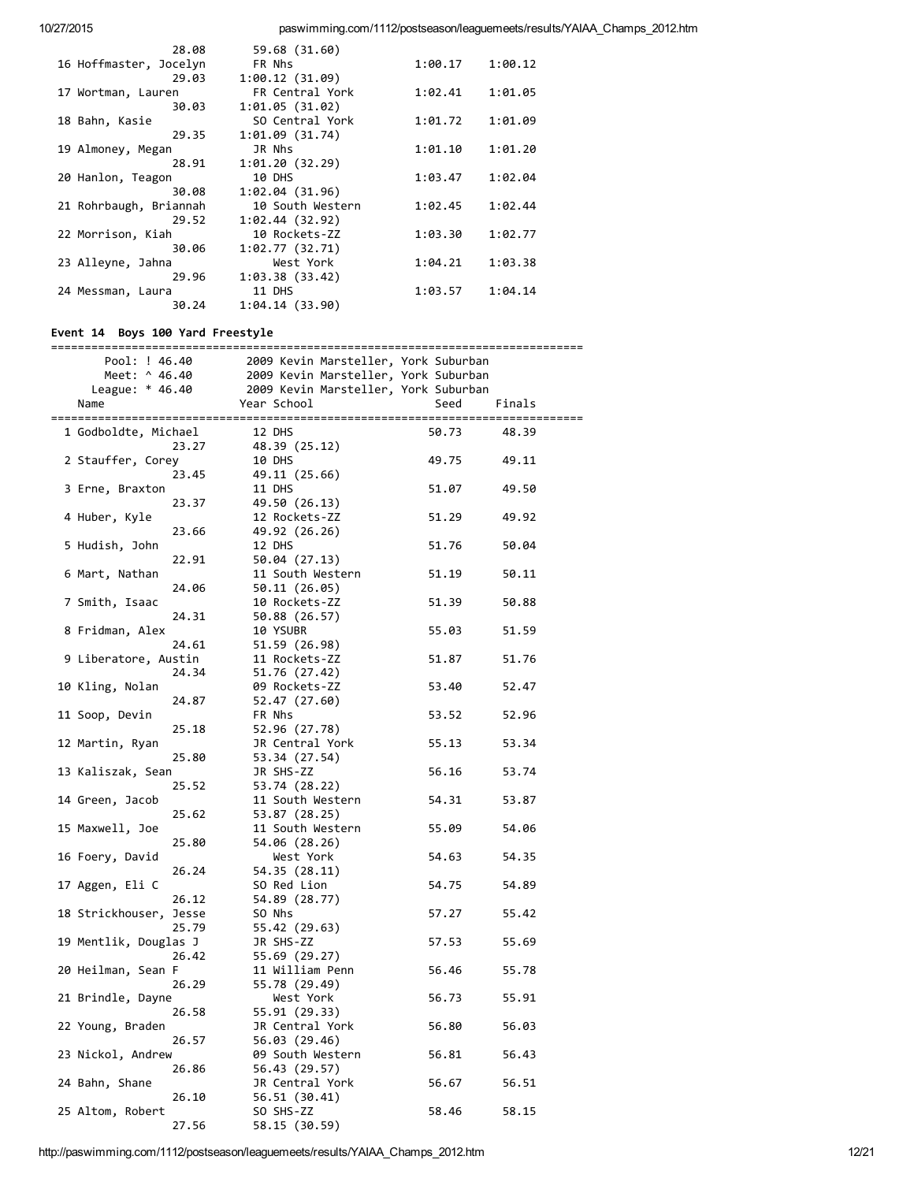| | | | | |
|---|---|---|---|---|
| | 28.08 | 59.68 (31.60) | | |
| 16 Hoffmaster, Jocelyn | FR Nhs | | 1:00.17 | 1:00.12 |
| | 29.03 | 1:00.12 (31.09) | | |
| 17 Wortman, Lauren | FR Central York | | 1:02.41 | 1:01.05 |
| | 30.03 | 1:01.05 (31.02) | | |
| 18 Bahn, Kasie | SO Central York | | 1:01.72 | 1:01.09 |
| | 29.35 | 1:01.09 (31.74) | | |
| 19 Almoney, Megan | JR Nhs | | 1:01.10 | 1:01.20 |
| | 28.91 | 1:01.20 (32.29) | | |
| 20 Hanlon, Teagon | 10 DHS | | 1:03.47 | 1:02.04 |
| | 30.08 | 1:02.04 (31.96) | | |
| 21 Rohrbaugh, Briannah | 10 South Western | | 1:02.45 | 1:02.44 |
| | 29.52 | 1:02.44 (32.92) | | |
| 22 Morrison, Kiah | 10 Rockets-ZZ | | 1:03.30 | 1:02.77 |
| | 30.06 | 1:02.77 (32.71) | | |
| 23 Alleyne, Jahna | West York | | 1:04.21 | 1:03.38 |
| | 29.96 | 1:03.38 (33.42) | | |
| 24 Messman, Laura | 11 DHS | | 1:03.57 | 1:04.14 |
| | 30.24 | 1:04.14 (33.90) | | |

### Event 14 Boys 100 Yard Freestyle

```
     Pool: ! 46.40      2009 Kevin Marsteller, York Suburban
     Meet: ^ 46.40      2009 Kevin Marsteller, York Suburban
   League: * 46.40      2009 Kevin Marsteller, York Suburban
```

| Name | | Year School | Seed | Finals |
|---|---|---|---|---|
| 1 Godboldte, Michael | | 12 DHS | 50.73 | 48.39 |
| | 23.27 | 48.39 (25.12) | | |
| 2 Stauffer, Corey | | 10 DHS | 49.75 | 49.11 |
| | 23.45 | 49.11 (25.66) | | |
| 3 Erne, Braxton | | 11 DHS | 51.07 | 49.50 |
| | 23.37 | 49.50 (26.13) | | |
| 4 Huber, Kyle | | 12 Rockets-ZZ | 51.29 | 49.92 |
| | 23.66 | 49.92 (26.26) | | |
| 5 Hudish, John | | 12 DHS | 51.76 | 50.04 |
| | 22.91 | 50.04 (27.13) | | |
| 6 Mart, Nathan | | 11 South Western | 51.19 | 50.11 |
| | 24.06 | 50.11 (26.05) | | |
| 7 Smith, Isaac | | 10 Rockets-ZZ | 51.39 | 50.88 |
| | 24.31 | 50.88 (26.57) | | |
| 8 Fridman, Alex | | 10 YSUBR | 55.03 | 51.59 |
| | 24.61 | 51.59 (26.98) | | |
| 9 Liberatore, Austin | | 11 Rockets-ZZ | 51.87 | 51.76 |
| | 24.34 | 51.76 (27.42) | | |
| 10 Kling, Nolan | | 09 Rockets-ZZ | 53.40 | 52.47 |
| | 24.87 | 52.47 (27.60) | | |
| 11 Soop, Devin | | FR Nhs | 53.52 | 52.96 |
| | 25.18 | 52.96 (27.78) | | |
| 12 Martin, Ryan | | JR Central York | 55.13 | 53.34 |
| | 25.80 | 53.34 (27.54) | | |
| 13 Kaliszak, Sean | | JR SHS-ZZ | 56.16 | 53.74 |
| | 25.52 | 53.74 (28.22) | | |
| 14 Green, Jacob | | 11 South Western | 54.31 | 53.87 |
| | 25.62 | 53.87 (28.25) | | |
| 15 Maxwell, Joe | | 11 South Western | 55.09 | 54.06 |
| | 25.80 | 54.06 (28.26) | | |
| 16 Foery, David | | West York | 54.63 | 54.35 |
| | 26.24 | 54.35 (28.11) | | |
| 17 Aggen, Eli C | | SO Red Lion | 54.75 | 54.89 |
| | 26.12 | 54.89 (28.77) | | |
| 18 Strickhouser, Jesse | | SO Nhs | 57.27 | 55.42 |
| | 25.79 | 55.42 (29.63) | | |
| 19 Mentlik, Douglas J | | JR SHS-ZZ | 57.53 | 55.69 |
| | 26.42 | 55.69 (29.27) | | |
| 20 Heilman, Sean F | | 11 William Penn | 56.46 | 55.78 |
| | 26.29 | 55.78 (29.49) | | |
| 21 Brindle, Dayne | | West York | 56.73 | 55.91 |
| | 26.58 | 55.91 (29.33) | | |
| 22 Young, Braden | | JR Central York | 56.80 | 56.03 |
| | 26.57 | 56.03 (29.46) | | |
| 23 Nickol, Andrew | | 09 South Western | 56.81 | 56.43 |
| | 26.86 | 56.43 (29.57) | | |
| 24 Bahn, Shane | | JR Central York | 56.67 | 56.51 |
| | 26.10 | 56.51 (30.41) | | |
| 25 Altom, Robert | | SO SHS-ZZ | 58.46 | 58.15 |
| | 27.56 | 58.15 (30.59) | | |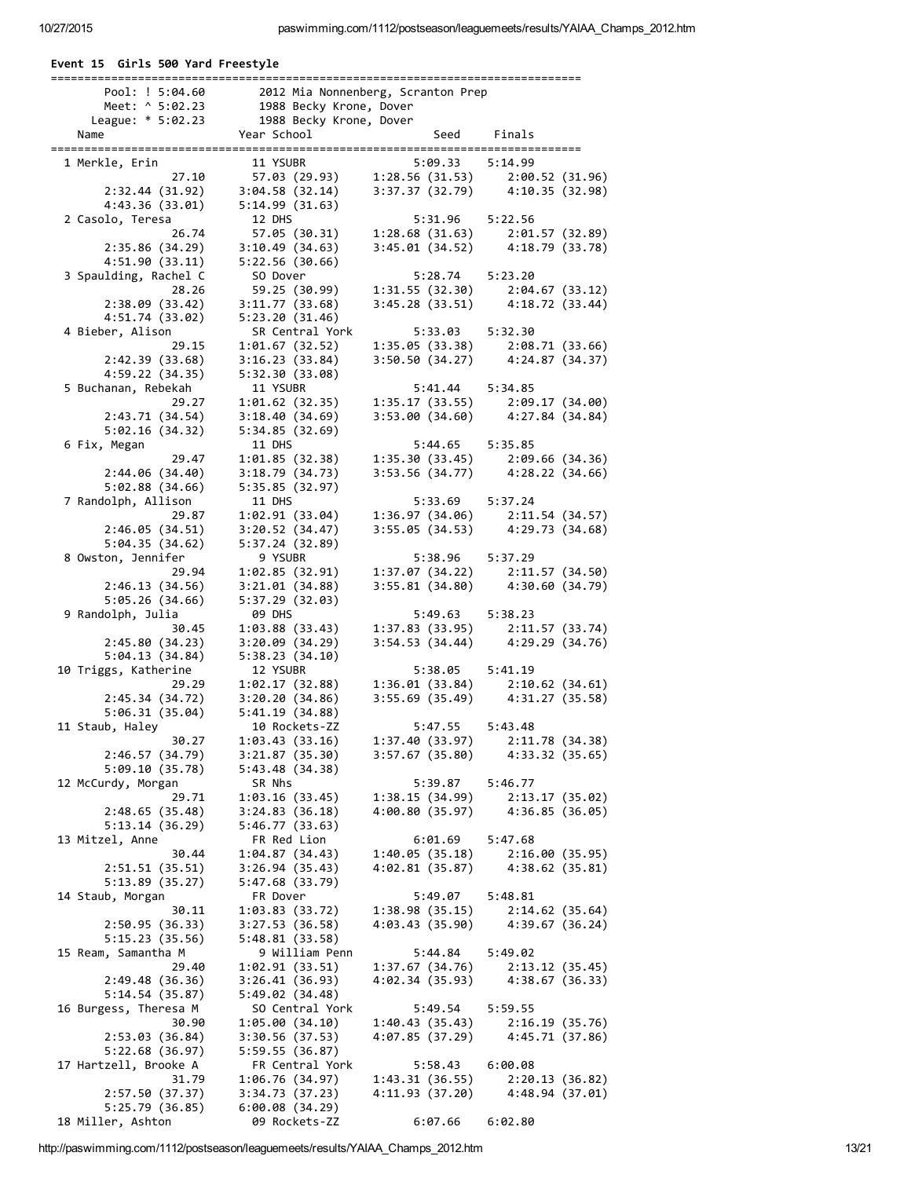**Event 15 Girls 500 Yard Freestyle**

```
===============================================================================
       Pool: ! 5:04.60       2012 Mia Nonnenberg, Scranton Prep
       Meet: ^ 5:02.23       1988 Becky Krone, Dover
     League: * 5:02.23       1988 Becky Krone, Dover
    Name                    Year School                 Seed     Finals
===============================================================================
  1 Merkle, Erin            11 YSUBR                 5:09.33    5:14.99
              27.10       57.03 (29.93)     1:28.56 (31.53)     2:00.52 (31.96)
        2:32.44 (31.92)   3:04.58 (32.14)   3:37.37 (32.79)     4:10.35 (32.98)
        4:43.36 (33.01)   5:14.99 (31.63)
  2 Casolo, Teresa          12 DHS                   5:31.96    5:22.56
              26.74       57.05 (30.31)     1:28.68 (31.63)     2:01.57 (32.89)
        2:35.86 (34.29)   3:10.49 (34.63)   3:45.01 (34.52)     4:18.79 (33.78)
        4:51.90 (33.11)   5:22.56 (30.66)
  3 Spaulding, Rachel C     SO Dover                 5:28.74    5:23.20
              28.26       59.25 (30.99)     1:31.55 (32.30)     2:04.67 (33.12)
        2:38.09 (33.42)   3:11.77 (33.68)   3:45.28 (33.51)     4:18.72 (33.44)
        4:51.74 (33.02)   5:23.20 (31.46)
  4 Bieber, Alison          SR Central York          5:33.03    5:32.30
              29.15     1:01.67 (32.52)     1:35.05 (33.38)     2:08.71 (33.66)
        2:42.39 (33.68)   3:16.23 (33.84)   3:50.50 (34.27)     4:24.87 (34.37)
        4:59.22 (34.35)   5:32.30 (33.08)
  5 Buchanan, Rebekah       11 YSUBR                 5:41.44    5:34.85
              29.27     1:01.62 (32.35)     1:35.17 (33.55)     2:09.17 (34.00)
        2:43.71 (34.54)   3:18.40 (34.69)   3:53.00 (34.60)     4:27.84 (34.84)
        5:02.16 (34.32)   5:34.85 (32.69)
  6 Fix, Megan              11 DHS                   5:44.65    5:35.85
              29.47     1:01.85 (32.38)     1:35.30 (33.45)     2:09.66 (34.36)
        2:44.06 (34.40)   3:18.79 (34.73)   3:53.56 (34.77)     4:28.22 (34.66)
        5:02.88 (34.66)   5:35.85 (32.97)
  7 Randolph, Allison       11 DHS                   5:33.69    5:37.24
              29.87     1:02.91 (33.04)     1:36.97 (34.06)     2:11.54 (34.57)
        2:46.05 (34.51)   3:20.52 (34.47)   3:55.05 (34.53)     4:29.73 (34.68)
        5:04.35 (34.62)   5:37.24 (32.89)
  8 Owston, Jennifer         9 YSUBR                 5:38.96    5:37.29
              29.94     1:02.85 (32.91)     1:37.07 (34.22)     2:11.57 (34.50)
        2:46.13 (34.56)   3:21.01 (34.88)   3:55.81 (34.80)     4:30.60 (34.79)
        5:05.26 (34.66)   5:37.29 (32.03)
  9 Randolph, Julia         09 DHS                   5:49.63    5:38.23
              30.45     1:03.88 (33.43)     1:37.83 (33.95)     2:11.57 (33.74)
        2:45.80 (34.23)   3:20.09 (34.29)   3:54.53 (34.44)     4:29.29 (34.76)
        5:04.13 (34.84)   5:38.23 (34.10)
 10 Triggs, Katherine       12 YSUBR                 5:38.05    5:41.19
              29.29     1:02.17 (32.88)     1:36.01 (33.84)     2:10.62 (34.61)
        2:45.34 (34.72)   3:20.20 (34.86)   3:55.69 (35.49)     4:31.27 (35.58)
        5:06.31 (35.04)   5:41.19 (34.88)
 11 Staub, Haley            10 Rockets-ZZ            5:47.55    5:43.48
              30.27     1:03.43 (33.16)     1:37.40 (33.97)     2:11.78 (34.38)
        2:46.57 (34.79)   3:21.87 (35.30)   3:57.67 (35.80)     4:33.32 (35.65)
        5:09.10 (35.78)   5:43.48 (34.38)
 12 McCurdy, Morgan         SR Nhs                   5:39.87    5:46.77
              29.71     1:03.16 (33.45)     1:38.15 (34.99)     2:13.17 (35.02)
        2:48.65 (35.48)   3:24.83 (36.18)   4:00.80 (35.97)     4:36.85 (36.05)
        5:13.14 (36.29)   5:46.77 (33.63)
 13 Mitzel, Anne            FR Red Lion              6:01.69    5:47.68
              30.44     1:04.87 (34.43)     1:40.05 (35.18)     2:16.00 (35.95)
        2:51.51 (35.51)   3:26.94 (35.43)   4:02.81 (35.87)     4:38.62 (35.81)
        5:13.89 (35.27)   5:47.68 (33.79)
 14 Staub, Morgan           FR Dover                 5:49.07    5:48.81
              30.11     1:03.83 (33.72)     1:38.98 (35.15)     2:14.62 (35.64)
        2:50.95 (36.33)   3:27.53 (36.58)   4:03.43 (35.90)     4:39.67 (36.24)
        5:15.23 (35.56)   5:48.81 (33.58)
 15 Ream, Samantha M         9 William Penn          5:44.84    5:49.02
              29.40     1:02.91 (33.51)     1:37.67 (34.76)     2:13.12 (35.45)
        2:49.48 (36.36)   3:26.41 (36.93)   4:02.34 (35.93)     4:38.67 (36.33)
        5:14.54 (35.87)   5:49.02 (34.48)
 16 Burgess, Theresa M      SO Central York          5:49.54    5:59.55
              30.90     1:05.00 (34.10)     1:40.43 (35.43)     2:16.19 (35.76)
        2:53.03 (36.84)   3:30.56 (37.53)   4:07.85 (37.29)     4:45.71 (37.86)
        5:22.68 (36.97)   5:59.55 (36.87)
 17 Hartzell, Brooke A      FR Central York          5:58.43    6:00.08
              31.79     1:06.76 (34.97)     1:43.31 (36.55)     2:20.13 (36.82)
        2:57.50 (37.37)   3:34.73 (37.23)   4:11.93 (37.20)     4:48.94 (37.01)
        5:25.79 (36.85)   6:00.08 (34.29)
 18 Miller, Ashton          09 Rockets-ZZ            6:07.66    6:02.80
```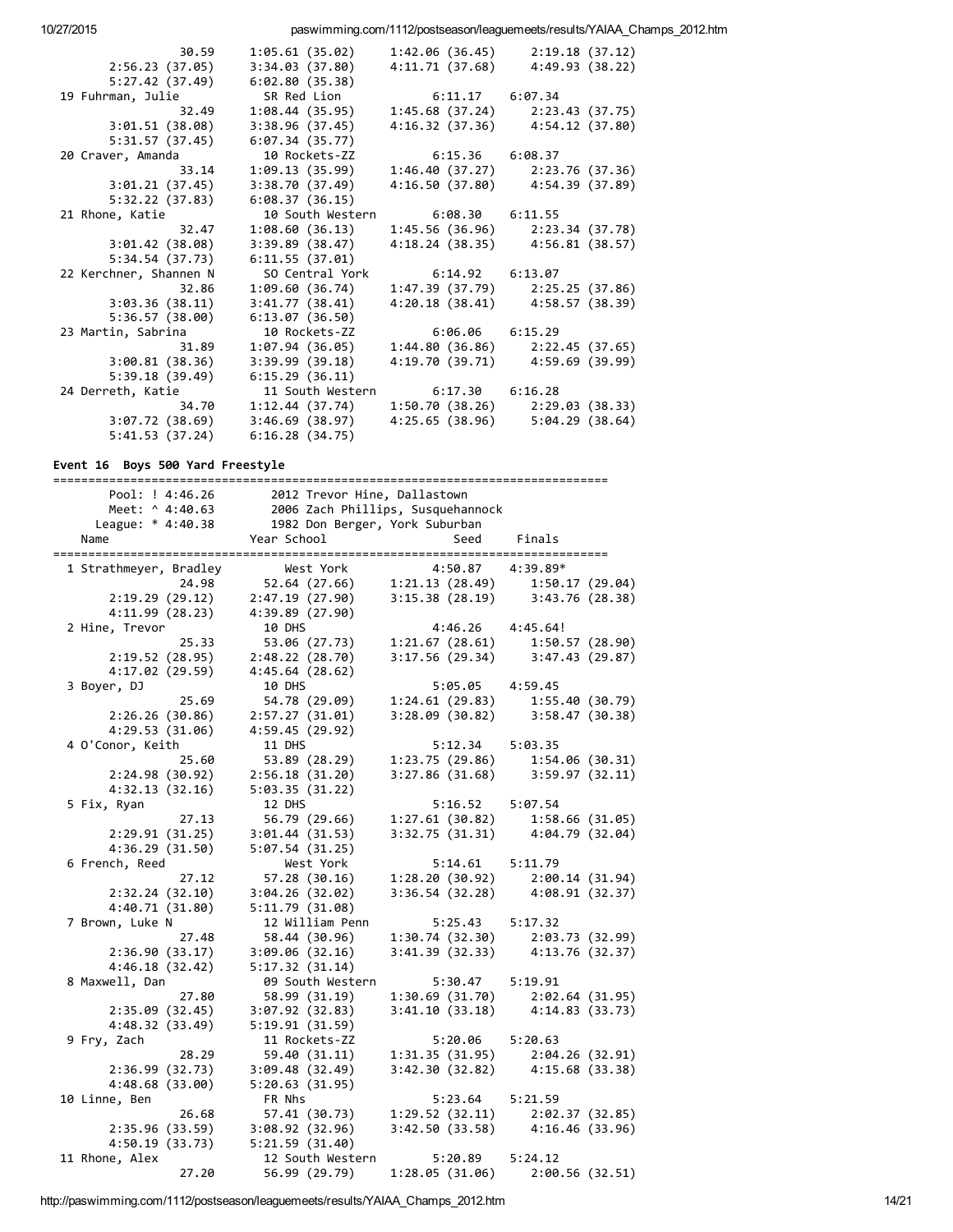```
              30.59     1:05.61 (35.02)    1:42.06 (36.45)    2:19.18 (37.12)
       2:56.23 (37.05)   3:34.03 (37.80)    4:11.71 (37.68)    4:49.93 (38.22)
       5:27.42 (37.49)   6:02.80 (35.38)
 19 Fuhrman, Julie         SR Red Lion          6:11.17    6:07.34
              32.49     1:08.44 (35.95)    1:45.68 (37.24)    2:23.43 (37.75)
       3:01.51 (38.08)   3:38.96 (37.45)    4:16.32 (37.36)    4:54.12 (37.80)
       5:31.57 (37.45)   6:07.34 (35.77)
 20 Craver, Amanda         10 Rockets-ZZ        6:15.36    6:08.37
              33.14     1:09.13 (35.99)    1:46.40 (37.27)    2:23.76 (37.36)
       3:01.21 (37.45)   3:38.70 (37.49)    4:16.50 (37.80)    4:54.39 (37.89)
       5:32.22 (37.83)   6:08.37 (36.15)
 21 Rhone, Katie           10 South Western     6:08.30    6:11.55
              32.47     1:08.60 (36.13)    1:45.56 (36.96)    2:23.34 (37.78)
       3:01.42 (38.08)   3:39.89 (38.47)    4:18.24 (38.35)    4:56.81 (38.57)
       5:34.54 (37.73)   6:11.55 (37.01)
 22 Kerchner, Shannen N    SO Central York      6:14.92    6:13.07
              32.86     1:09.60 (36.74)    1:47.39 (37.79)    2:25.25 (37.86)
       3:03.36 (38.11)   3:41.77 (38.41)    4:20.18 (38.41)    4:58.57 (38.39)
       5:36.57 (38.00)   6:13.07 (36.50)
 23 Martin, Sabrina        10 Rockets-ZZ        6:06.06    6:15.29
              31.89     1:07.94 (36.05)    1:44.80 (36.86)    2:22.45 (37.65)
       3:00.81 (38.36)   3:39.99 (39.18)    4:19.70 (39.71)    4:59.69 (39.99)
       5:39.18 (39.49)   6:15.29 (36.11)
 24 Derreth, Katie         11 South Western     6:17.30    6:16.28
              34.70     1:12.44 (37.74)    1:50.70 (38.26)    2:29.03 (38.33)
       3:07.72 (38.69)   3:46.69 (38.97)    4:25.65 (38.96)    5:04.29 (38.64)
       5:41.53 (37.24)   6:16.28 (34.75)
```

**Event 16  Boys 500 Yard Freestyle**

```
===============================================================================
       Pool: ! 4:46.26        2012 Trevor Hine, Dallastown
       Meet: ^ 4:40.63        2006 Zach Phillips, Susquehannock
     League: * 4:40.38        1982 Don Berger, York Suburban
    Name                    Year School                Seed     Finals
===============================================================================
  1 Strathmeyer, Bradley       West York            4:50.87    4:39.89*
              24.98       52.64 (27.66)    1:21.13 (28.49)    1:50.17 (29.04)
       2:19.29 (29.12)   2:47.19 (27.90)    3:15.38 (28.19)    3:43.76 (28.38)
       4:11.99 (28.23)   4:39.89 (27.90)
  2 Hine, Trevor           10 DHS               4:46.26    4:45.64!
              25.33       53.06 (27.73)    1:21.67 (28.61)    1:50.57 (28.90)
       2:19.52 (28.95)   2:48.22 (28.70)    3:17.56 (29.34)    3:47.43 (29.87)
       4:17.02 (29.59)   4:45.64 (28.62)
  3 Boyer, DJ              10 DHS               5:05.05    4:59.45
              25.69       54.78 (29.09)    1:24.61 (29.83)    1:55.40 (30.79)
       2:26.26 (30.86)   2:57.27 (31.01)    3:28.09 (30.82)    3:58.47 (30.38)
       4:29.53 (31.06)   4:59.45 (29.92)
  4 O'Conor, Keith         11 DHS               5:12.34    5:03.35
              25.60       53.89 (28.29)    1:23.75 (29.86)    1:54.06 (30.31)
       2:24.98 (30.92)   2:56.18 (31.20)    3:27.86 (31.68)    3:59.97 (32.11)
       4:32.13 (32.16)   5:03.35 (31.22)
  5 Fix, Ryan              12 DHS               5:16.52    5:07.54
              27.13       56.79 (29.66)    1:27.61 (30.82)    1:58.66 (31.05)
       2:29.91 (31.25)   3:01.44 (31.53)    3:32.75 (31.31)    4:04.79 (32.04)
       4:36.29 (31.50)   5:07.54 (31.25)
  6 French, Reed              West York            5:14.61    5:11.79
              27.12       57.28 (30.16)    1:28.20 (30.92)    2:00.14 (31.94)
       2:32.24 (32.10)   3:04.26 (32.02)    3:36.54 (32.28)    4:08.91 (32.37)
       4:40.71 (31.80)   5:11.79 (31.08)
  7 Brown, Luke N          12 William Penn      5:25.43    5:17.32
              27.48       58.44 (30.96)    1:30.74 (32.30)    2:03.73 (32.99)
       2:36.90 (33.17)   3:09.06 (32.16)    3:41.39 (32.33)    4:13.76 (32.37)
       4:46.18 (32.42)   5:17.32 (31.14)
  8 Maxwell, Dan           09 South Western     5:30.47    5:19.91
              27.80       58.99 (31.19)    1:30.69 (31.70)    2:02.64 (31.95)
       2:35.09 (32.45)   3:07.92 (32.83)    3:41.10 (33.18)    4:14.83 (33.73)
       4:48.32 (33.49)   5:19.91 (31.59)
  9 Fry, Zach              11 Rockets-ZZ        5:20.06    5:20.63
              28.29       59.40 (31.11)    1:31.35 (31.95)    2:04.26 (32.91)
       2:36.99 (32.73)   3:09.48 (32.49)    3:42.30 (32.82)    4:15.68 (33.38)
       4:48.68 (33.00)   5:20.63 (31.95)
 10 Linne, Ben             FR Nhs               5:23.64    5:21.59
              26.68       57.41 (30.73)    1:29.52 (32.11)    2:02.37 (32.85)
       2:35.96 (33.59)   3:08.92 (32.96)    3:42.50 (33.58)    4:16.46 (33.96)
       4:50.19 (33.73)   5:21.59 (31.40)
 11 Rhone, Alex            12 South Western     5:20.89    5:24.12
              27.20       56.99 (29.79)    1:28.05 (31.06)    2:00.56 (32.51)
```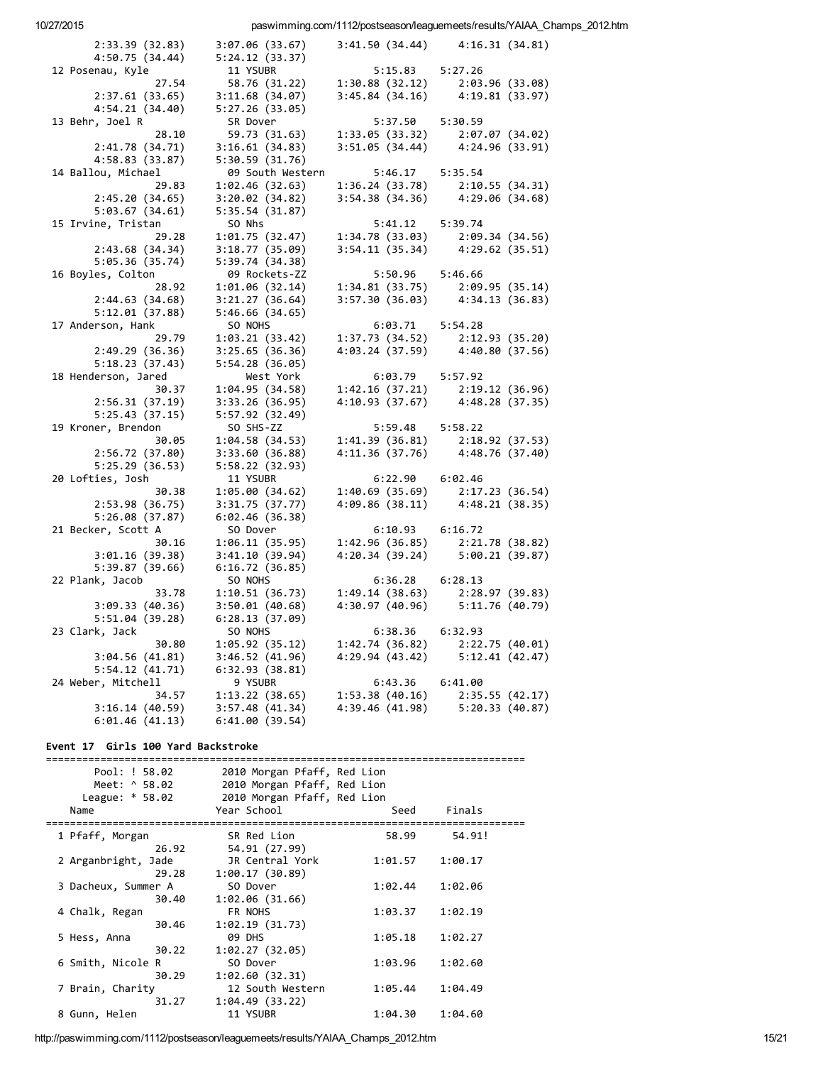```
        2:33.39 (32.83)    3:07.06 (33.67)    3:41.50 (34.44)    4:16.31 (34.81)
        4:50.75 (34.44)    5:24.12 (33.37)
 12 Posenau, Kyle           11 YSUBR              5:15.83    5:27.26
              27.54        58.76 (31.22)   1:30.88 (32.12)    2:03.96 (33.08)
        2:37.61 (33.65)    3:11.68 (34.07)    3:45.84 (34.16)    4:19.81 (33.97)
        4:54.21 (34.40)    5:27.26 (33.05)
 13 Behr, Joel R            SR Dover              5:37.50    5:30.59
              28.10        59.73 (31.63)   1:33.05 (33.32)    2:07.07 (34.02)
        2:41.78 (34.71)    3:16.61 (34.83)    3:51.05 (34.44)    4:24.96 (33.91)
        4:58.83 (33.87)    5:30.59 (31.76)
 14 Ballou, Michael         09 South Western      5:46.17    5:35.54
              29.83      1:02.46 (32.63)   1:36.24 (33.78)    2:10.55 (34.31)
        2:45.20 (34.65)    3:20.02 (34.82)    3:54.38 (34.36)    4:29.06 (34.68)
        5:03.67 (34.61)    5:35.54 (31.87)
 15 Irvine, Tristan         SO Nhs                5:41.12    5:39.74
              29.28      1:01.75 (32.47)   1:34.78 (33.03)    2:09.34 (34.56)
        2:43.68 (34.34)    3:18.77 (35.09)    3:54.11 (35.34)    4:29.62 (35.51)
        5:05.36 (35.74)    5:39.74 (34.38)
 16 Boyles, Colton          09 Rockets-ZZ         5:50.96    5:46.66
              28.92      1:01.06 (32.14)   1:34.81 (33.75)    2:09.95 (35.14)
        2:44.63 (34.68)    3:21.27 (36.64)    3:57.30 (36.03)    4:34.13 (36.83)
        5:12.01 (37.88)    5:46.66 (34.65)
 17 Anderson, Hank          SO NOHS               6:03.71    5:54.28
              29.79      1:03.21 (33.42)   1:37.73 (34.52)    2:12.93 (35.20)
        2:49.29 (36.36)    3:25.65 (36.36)    4:03.24 (37.59)    4:40.80 (37.56)
        5:18.23 (37.43)    5:54.28 (36.05)
 18 Henderson, Jared           West York          6:03.79    5:57.92
              30.37      1:04.95 (34.58)   1:42.16 (37.21)    2:19.12 (36.96)
        2:56.31 (37.19)    3:33.26 (36.95)    4:10.93 (37.67)    4:48.28 (37.35)
        5:25.43 (37.15)    5:57.92 (32.49)
 19 Kroner, Brendon         SO SHS-ZZ             5:59.48    5:58.22
              30.05      1:04.58 (34.53)   1:41.39 (36.81)    2:18.92 (37.53)
        2:56.72 (37.80)    3:33.60 (36.88)    4:11.36 (37.76)    4:48.76 (37.40)
        5:25.29 (36.53)    5:58.22 (32.93)
 20 Lofties, Josh           11 YSUBR              6:22.90    6:02.46
              30.38      1:05.00 (34.62)   1:40.69 (35.69)    2:17.23 (36.54)
        2:53.98 (36.75)    3:31.75 (37.77)    4:09.86 (38.11)    4:48.21 (38.35)
        5:26.08 (37.87)    6:02.46 (36.38)
 21 Becker, Scott A         SO Dover              6:10.93    6:16.72
              30.16      1:06.11 (35.95)   1:42.96 (36.85)    2:21.78 (38.82)
        3:01.16 (39.38)    3:41.10 (39.94)    4:20.34 (39.24)    5:00.21 (39.87)
        5:39.87 (39.66)    6:16.72 (36.85)
 22 Plank, Jacob            SO NOHS               6:36.28    6:28.13
              33.78      1:10.51 (36.73)   1:49.14 (38.63)    2:28.97 (39.83)
        3:09.33 (40.36)    3:50.01 (40.68)    4:30.97 (40.96)    5:11.76 (40.79)
        5:51.04 (39.28)    6:28.13 (37.09)
 23 Clark, Jack             SO NOHS               6:38.36    6:32.93
              30.80      1:05.92 (35.12)   1:42.74 (36.82)    2:22.75 (40.01)
        3:04.56 (41.81)    3:46.52 (41.96)    4:29.94 (43.42)    5:12.41 (42.47)
        5:54.12 (41.71)    6:32.93 (38.81)
 24 Weber, Mitchell          9 YSUBR              6:43.36    6:41.00
              34.57      1:13.22 (38.65)   1:53.38 (40.16)    2:35.55 (42.17)
        3:16.14 (40.59)    3:57.48 (41.34)    4:39.46 (41.98)    5:20.33 (40.87)
        6:01.46 (41.13)    6:41.00 (39.54)
```

**Event 17  Girls 100 Yard Backstroke**

```
===============================================================================
        Pool: ! 58.02       2010 Morgan Pfaff, Red Lion
        Meet: ^ 58.02       2010 Morgan Pfaff, Red Lion
      League: * 58.02       2010 Morgan Pfaff, Red Lion
    Name                  Year School                 Seed     Finals
===============================================================================
  1 Pfaff, Morgan           SR Red Lion              58.99      54.91!
              26.92        54.91 (27.99)
  2 Arganbright, Jade       JR Central York        1:01.57    1:00.17
              29.28      1:00.17 (30.89)
  3 Dacheux, Summer A       SO Dover               1:02.44    1:02.06
              30.40      1:02.06 (31.66)
  4 Chalk, Regan            FR NOHS                1:03.37    1:02.19
              30.46      1:02.19 (31.73)
  5 Hess, Anna              09 DHS                 1:05.18    1:02.27
              30.22      1:02.27 (32.05)
  6 Smith, Nicole R         SO Dover               1:03.96    1:02.60
              30.29      1:02.60 (32.31)
  7 Brain, Charity          12 South Western       1:05.44    1:04.49
              31.27      1:04.49 (33.22)
  8 Gunn, Helen             11 YSUBR               1:04.30    1:04.60
```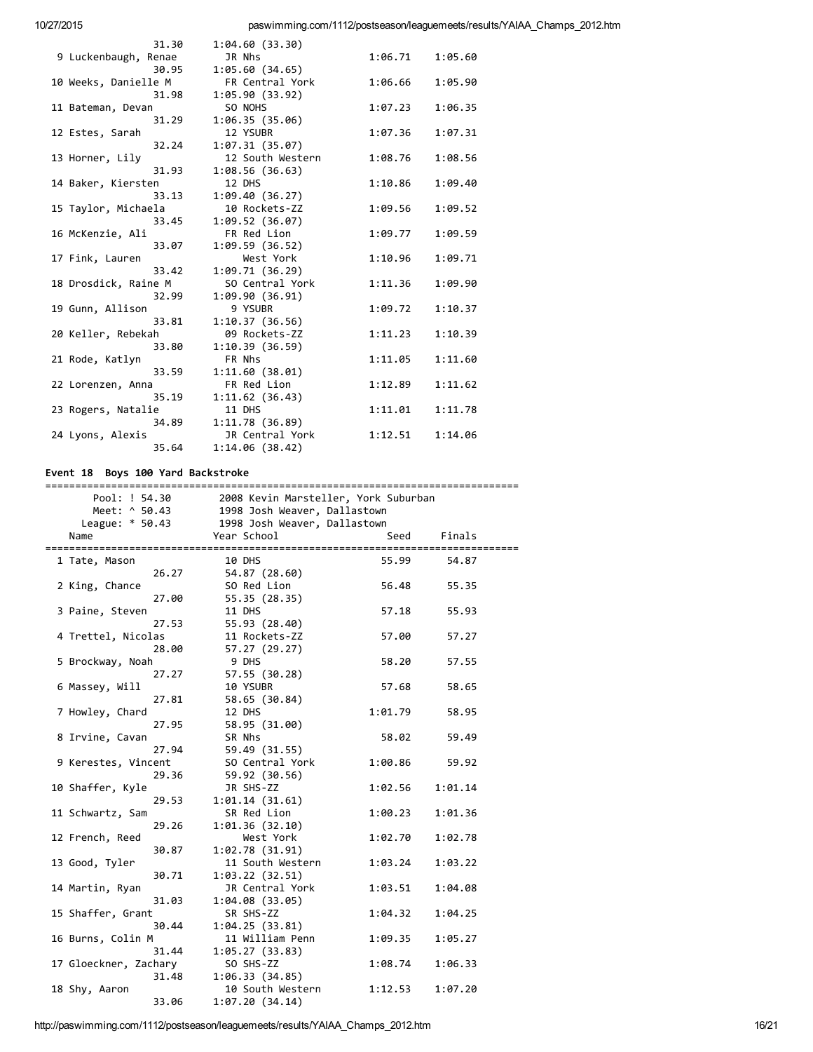```
                 31.30     1:04.60 (33.30)
  9 Luckenbaugh, Renae       JR Nhs                1:06.71    1:05.60
                 30.95     1:05.60 (34.65)
 10 Weeks, Danielle M        FR Central York       1:06.66    1:05.90
                 31.98     1:05.90 (33.92)
 11 Bateman, Devan           SO NOHS               1:07.23    1:06.35
                 31.29     1:06.35 (35.06)
 12 Estes, Sarah             12 YSUBR              1:07.36    1:07.31
                 32.24     1:07.31 (35.07)
 13 Horner, Lily             12 South Western      1:08.76    1:08.56
                 31.93     1:08.56 (36.63)
 14 Baker, Kiersten          12 DHS                1:10.86    1:09.40
                 33.13     1:09.40 (36.27)
 15 Taylor, Michaela         10 Rockets-ZZ         1:09.56    1:09.52
                 33.45     1:09.52 (36.07)
 16 McKenzie, Ali            FR Red Lion           1:09.77    1:09.59
                 33.07     1:09.59 (36.52)
 17 Fink, Lauren                West York          1:10.96    1:09.71
                 33.42     1:09.71 (36.29)
 18 Drosdick, Raine M        SO Central York       1:11.36    1:09.90
                 32.99     1:09.90 (36.91)
 19 Gunn, Allison             9 YSUBR              1:09.72    1:10.37
                 33.81     1:10.37 (36.56)
 20 Keller, Rebekah          09 Rockets-ZZ         1:11.23    1:10.39
                 33.80     1:10.39 (36.59)
 21 Rode, Katlyn             FR Nhs                1:11.05    1:11.60
                 33.59     1:11.60 (38.01)
 22 Lorenzen, Anna           FR Red Lion           1:12.89    1:11.62
                 35.19     1:11.62 (36.43)
 23 Rogers, Natalie          11 DHS                1:11.01    1:11.78
                 34.89     1:11.78 (36.89)
 24 Lyons, Alexis            JR Central York       1:12.51    1:14.06
                 35.64     1:14.06 (38.42)
```

**Event 18 Boys 100 Yard Backstroke**

```
===============================================================================
       Pool: ! 54.30       2008 Kevin Marsteller, York Suburban
       Meet: ^ 50.43       1998 Josh Weaver, Dallastown
     League: * 50.43       1998 Josh Weaver, Dallastown
    Name                   Year School                Seed     Finals
===============================================================================
  1 Tate, Mason              10 DHS                  55.99      54.87
                 26.27     54.87 (28.60)
  2 King, Chance             SO Red Lion             56.48      55.35
                 27.00     55.35 (28.35)
  3 Paine, Steven            11 DHS                  57.18      55.93
                 27.53     55.93 (28.40)
  4 Trettel, Nicolas         11 Rockets-ZZ           57.00      57.27
                 28.00     57.27 (29.27)
  5 Brockway, Noah            9 DHS                  58.20      57.55
                 27.27     57.55 (30.28)
  6 Massey, Will             10 YSUBR                57.68      58.65
                 27.81     58.65 (30.84)
  7 Howley, Chard            12 DHS                1:01.79      58.95
                 27.95     58.95 (31.00)
  8 Irvine, Cavan            SR Nhs                  58.02      59.49
                 27.94     59.49 (31.55)
  9 Kerestes, Vincent        SO Central York       1:00.86      59.92
                 29.36     59.92 (30.56)
 10 Shaffer, Kyle            JR SHS-ZZ             1:02.56    1:01.14
                 29.53     1:01.14 (31.61)
 11 Schwartz, Sam            SR Red Lion           1:00.23    1:01.36
                 29.26     1:01.36 (32.10)
 12 French, Reed                West York          1:02.70    1:02.78
                 30.87     1:02.78 (31.91)
 13 Good, Tyler              11 South Western      1:03.24    1:03.22
                 30.71     1:03.22 (32.51)
 14 Martin, Ryan             JR Central York       1:03.51    1:04.08
                 31.03     1:04.08 (33.05)
 15 Shaffer, Grant           SR SHS-ZZ             1:04.32    1:04.25
                 30.44     1:04.25 (33.81)
 16 Burns, Colin M           11 William Penn       1:09.35    1:05.27
                 31.44     1:05.27 (33.83)
 17 Gloeckner, Zachary       SO SHS-ZZ             1:08.74    1:06.33
                 31.48     1:06.33 (34.85)
 18 Shy, Aaron               10 South Western      1:12.53    1:07.20
                 33.06     1:07.20 (34.14)
```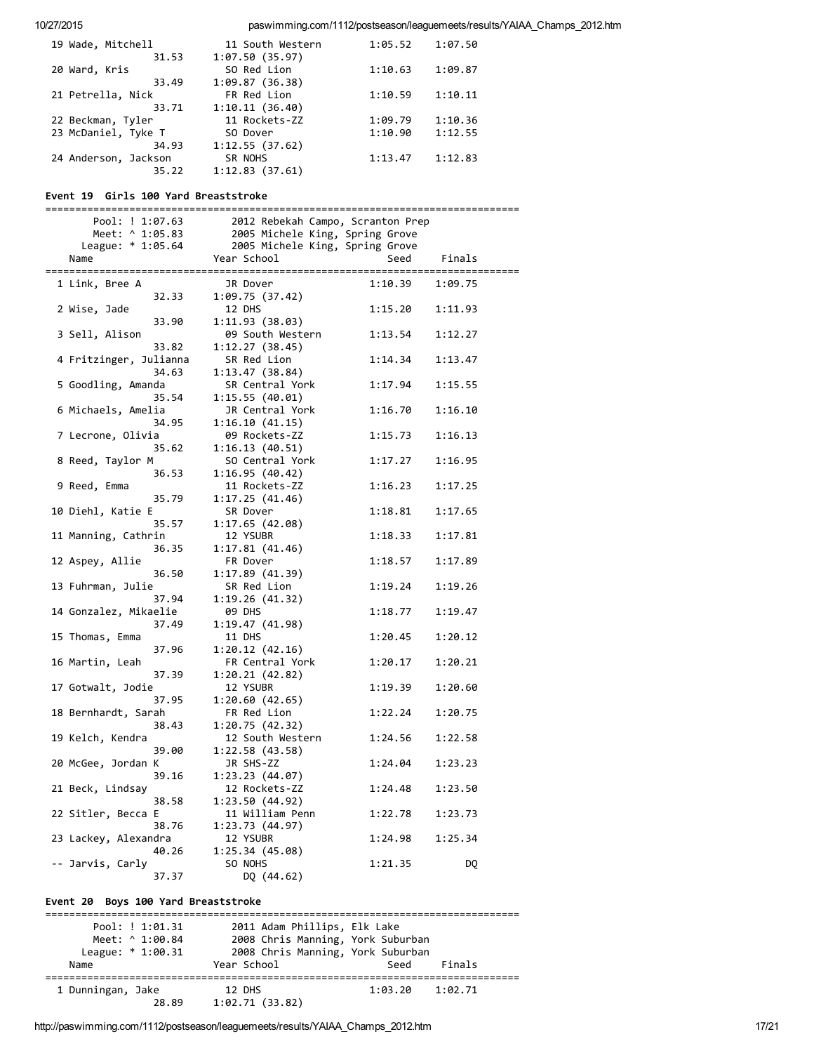```
 19 Wade, Mitchell           11 South Western       1:05.52    1:07.50
                  31.53    1:07.50 (35.97)
 20 Ward, Kris               SO Red Lion            1:10.63    1:09.87
                  33.49    1:09.87 (36.38)
 21 Petrella, Nick           FR Red Lion            1:10.59    1:10.11
                  33.71    1:10.11 (36.40)
 22 Beckman, Tyler           11 Rockets-ZZ          1:09.79    1:10.36
 23 McDaniel, Tyke T         SO Dover               1:10.90    1:12.55
                  34.93    1:12.55 (37.62)
 24 Anderson, Jackson        SR NOHS                1:13.47    1:12.83
                  35.22    1:12.83 (37.61)
```

### Event 19 Girls 100 Yard Breaststroke

```
===============================================================================
       Pool: ! 1:07.63        2012 Rebekah Campo, Scranton Prep
       Meet: ^ 1:05.83        2005 Michele King, Spring Grove
     League: * 1:05.64        2005 Michele King, Spring Grove
    Name                    Year School              Seed     Finals
===============================================================================
  1 Link, Bree A             JR Dover               1:10.39    1:09.75
                  32.33    1:09.75 (37.42)
  2 Wise, Jade               12 DHS                 1:15.20    1:11.93
                  33.90    1:11.93 (38.03)
  3 Sell, Alison             09 South Western       1:13.54    1:12.27
                  33.82    1:12.27 (38.45)
  4 Fritzinger, Julianna     SR Red Lion            1:14.34    1:13.47
                  34.63    1:13.47 (38.84)
  5 Goodling, Amanda         SR Central York        1:17.94    1:15.55
                  35.54    1:15.55 (40.01)
  6 Michaels, Amelia         JR Central York        1:16.70    1:16.10
                  34.95    1:16.10 (41.15)
  7 Lecrone, Olivia          09 Rockets-ZZ          1:15.73    1:16.13
                  35.62    1:16.13 (40.51)
  8 Reed, Taylor M           SO Central York        1:17.27    1:16.95
                  36.53    1:16.95 (40.42)
  9 Reed, Emma               11 Rockets-ZZ          1:16.23    1:17.25
                  35.79    1:17.25 (41.46)
 10 Diehl, Katie E           SR Dover               1:18.81    1:17.65
                  35.57    1:17.65 (42.08)
 11 Manning, Cathrin         12 YSUBR               1:18.33    1:17.81
                  36.35    1:17.81 (41.46)
 12 Aspey, Allie             FR Dover               1:18.57    1:17.89
                  36.50    1:17.89 (41.39)
 13 Fuhrman, Julie           SR Red Lion            1:19.24    1:19.26
                  37.94    1:19.26 (41.32)
 14 Gonzalez, Mikaelie       09 DHS                 1:18.77    1:19.47
                  37.49    1:19.47 (41.98)
 15 Thomas, Emma             11 DHS                 1:20.45    1:20.12
                  37.96    1:20.12 (42.16)
 16 Martin, Leah             FR Central York        1:20.17    1:20.21
                  37.39    1:20.21 (42.82)
 17 Gotwalt, Jodie           12 YSUBR               1:19.39    1:20.60
                  37.95    1:20.60 (42.65)
 18 Bernhardt, Sarah         FR Red Lion            1:22.24    1:20.75
                  38.43    1:20.75 (42.32)
 19 Kelch, Kendra            12 South Western       1:24.56    1:22.58
                  39.00    1:22.58 (43.58)
 20 McGee, Jordan K          JR SHS-ZZ              1:24.04    1:23.23
                  39.16    1:23.23 (44.07)
 21 Beck, Lindsay            12 Rockets-ZZ          1:24.48    1:23.50
                  38.58    1:23.50 (44.92)
 22 Sitler, Becca E          11 William Penn        1:22.78    1:23.73
                  38.76    1:23.73 (44.97)
 23 Lackey, Alexandra        12 YSUBR               1:24.98    1:25.34
                  40.26    1:25.34 (45.08)
 -- Jarvis, Carly            SO NOHS                1:21.35         DQ
                  37.37       DQ (44.62)
```

### Event 20 Boys 100 Yard Breaststroke

```
===============================================================================
       Pool: ! 1:01.31        2011 Adam Phillips, Elk Lake
       Meet: ^ 1:00.84        2008 Chris Manning, York Suburban
     League: * 1:00.31        2008 Chris Manning, York Suburban
    Name                    Year School              Seed     Finals
===============================================================================
  1 Dunningan, Jake          12 DHS                 1:03.20    1:02.71
                  28.89    1:02.71 (33.82)
```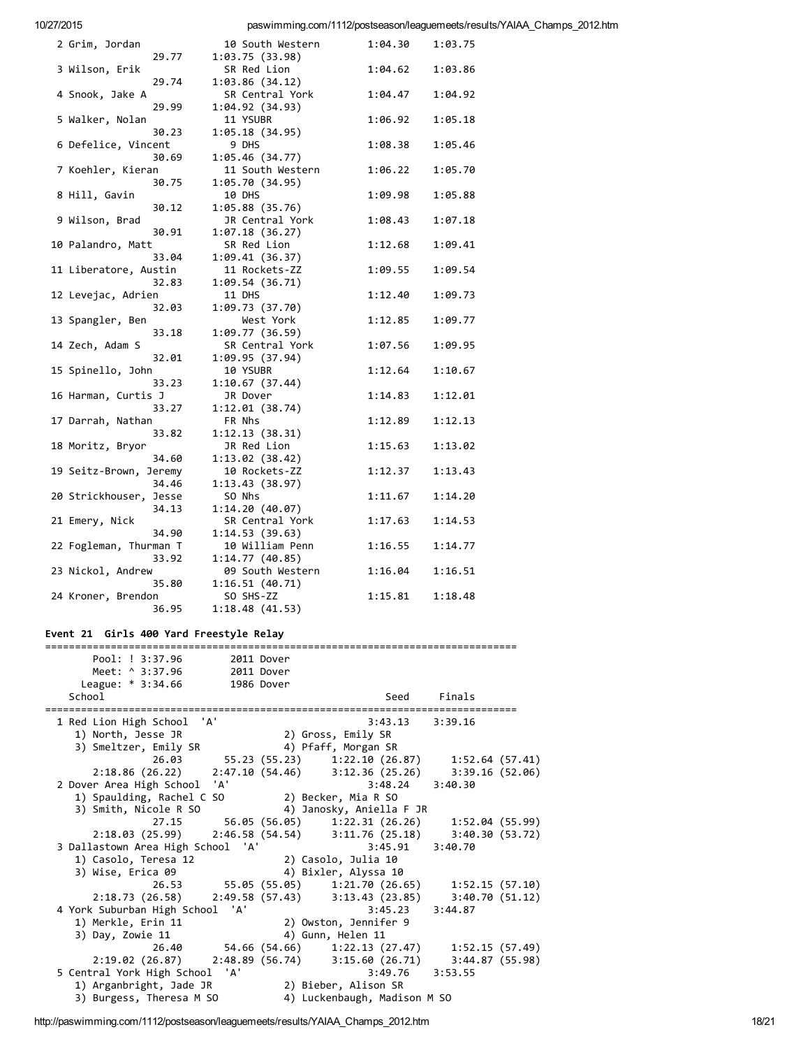```
  2 Grim, Jordan              10 South Western       1:04.30    1:03.75
                 29.77     1:03.75 (33.98)
  3 Wilson, Erik              SR Red Lion            1:04.62    1:03.86
                 29.74     1:03.86 (34.12)
  4 Snook, Jake A             SR Central York        1:04.47    1:04.92
                 29.99     1:04.92 (34.93)
  5 Walker, Nolan             11 YSUBR               1:06.92    1:05.18
                 30.23     1:05.18 (34.95)
  6 Defelice, Vincent          9 DHS                 1:08.38    1:05.46
                 30.69     1:05.46 (34.77)
  7 Koehler, Kieran           11 South Western       1:06.22    1:05.70
                 30.75     1:05.70 (34.95)
  8 Hill, Gavin               10 DHS                 1:09.98    1:05.88
                 30.12     1:05.88 (35.76)
  9 Wilson, Brad              JR Central York        1:08.43    1:07.18
                 30.91     1:07.18 (36.27)
 10 Palandro, Matt            SR Red Lion            1:12.68    1:09.41
                 33.04     1:09.41 (36.37)
 11 Liberatore, Austin        11 Rockets-ZZ          1:09.55    1:09.54
                 32.83     1:09.54 (36.71)
 12 Levejac, Adrien           11 DHS                 1:12.40    1:09.73
                 32.03     1:09.73 (37.70)
 13 Spangler, Ben                West York           1:12.85    1:09.77
                 33.18     1:09.77 (36.59)
 14 Zech, Adam S              SR Central York        1:07.56    1:09.95
                 32.01     1:09.95 (37.94)
 15 Spinello, John            10 YSUBR               1:12.64    1:10.67
                 33.23     1:10.67 (37.44)
 16 Harman, Curtis J          JR Dover               1:14.83    1:12.01
                 33.27     1:12.01 (38.74)
 17 Darrah, Nathan            FR Nhs                 1:12.89    1:12.13
                 33.82     1:12.13 (38.31)
 18 Moritz, Bryor             JR Red Lion            1:15.63    1:13.02
                 34.60     1:13.02 (38.42)
 19 Seitz-Brown, Jeremy       10 Rockets-ZZ          1:12.37    1:13.43
                 34.46     1:13.43 (38.97)
 20 Strickhouser, Jesse       SO Nhs                 1:11.67    1:14.20
                 34.13     1:14.20 (40.07)
 21 Emery, Nick               SR Central York        1:17.63    1:14.53
                 34.90     1:14.53 (39.63)
 22 Fogleman, Thurman T       10 William Penn        1:16.55    1:14.77
                 33.92     1:14.77 (40.85)
 23 Nickol, Andrew            09 South Western       1:16.04    1:16.51
                 35.80     1:16.51 (40.71)
 24 Kroner, Brendon           SO SHS-ZZ              1:15.81    1:18.48
                 36.95     1:18.48 (41.53)
```

**Event 21  Girls 400 Yard Freestyle Relay**

```
===============================================================================
        Pool: ! 3:37.96        2011 Dover
        Meet: ^ 3:37.96        2011 Dover
      League: * 3:34.66        1986 Dover
    School                                              Seed     Finals
===============================================================================
  1 Red Lion High School  'A'                         3:43.13    3:39.16
     1) North, Jesse JR                2) Gross, Emily SR
     3) Smeltzer, Emily SR             4) Pfaff, Morgan SR
                 26.03      55.23 (55.23)     1:22.10 (26.87)     1:52.64 (57.41)
        2:18.86 (26.22)    2:47.10 (54.46)    3:12.36 (25.26)     3:39.16 (52.06)
  2 Dover Area High School  'A'                       3:48.24    3:40.30
     1) Spaulding, Rachel C SO         2) Becker, Mia R SO
     3) Smith, Nicole R SO             4) Janosky, Aniella F JR
                 27.15      56.05 (56.05)     1:22.31 (26.26)     1:52.04 (55.99)
        2:18.03 (25.99)    2:46.58 (54.54)    3:11.76 (25.18)     3:40.30 (53.72)
  3 Dallastown Area High School  'A'                  3:45.91    3:40.70
     1) Casolo, Teresa 12              2) Casolo, Julia 10
     3) Wise, Erica 09                 4) Bixler, Alyssa 10
                 26.53      55.05 (55.05)     1:21.70 (26.65)     1:52.15 (57.10)
        2:18.73 (26.58)    2:49.58 (57.43)    3:13.43 (23.85)     3:40.70 (51.12)
  4 York Suburban High School  'A'                    3:45.23    3:44.87
     1) Merkle, Erin 11                2) Owston, Jennifer 9
     3) Day, Zowie 11                  4) Gunn, Helen 11
                 26.40      54.66 (54.66)     1:22.13 (27.47)     1:52.15 (57.49)
        2:19.02 (26.87)    2:48.89 (56.74)    3:15.60 (26.71)     3:44.87 (55.98)
  5 Central York High School  'A'                     3:49.76    3:53.55
     1) Arganbright, Jade JR           2) Bieber, Alison SR
     3) Burgess, Theresa M SO          4) Luckenbaugh, Madison M SO
```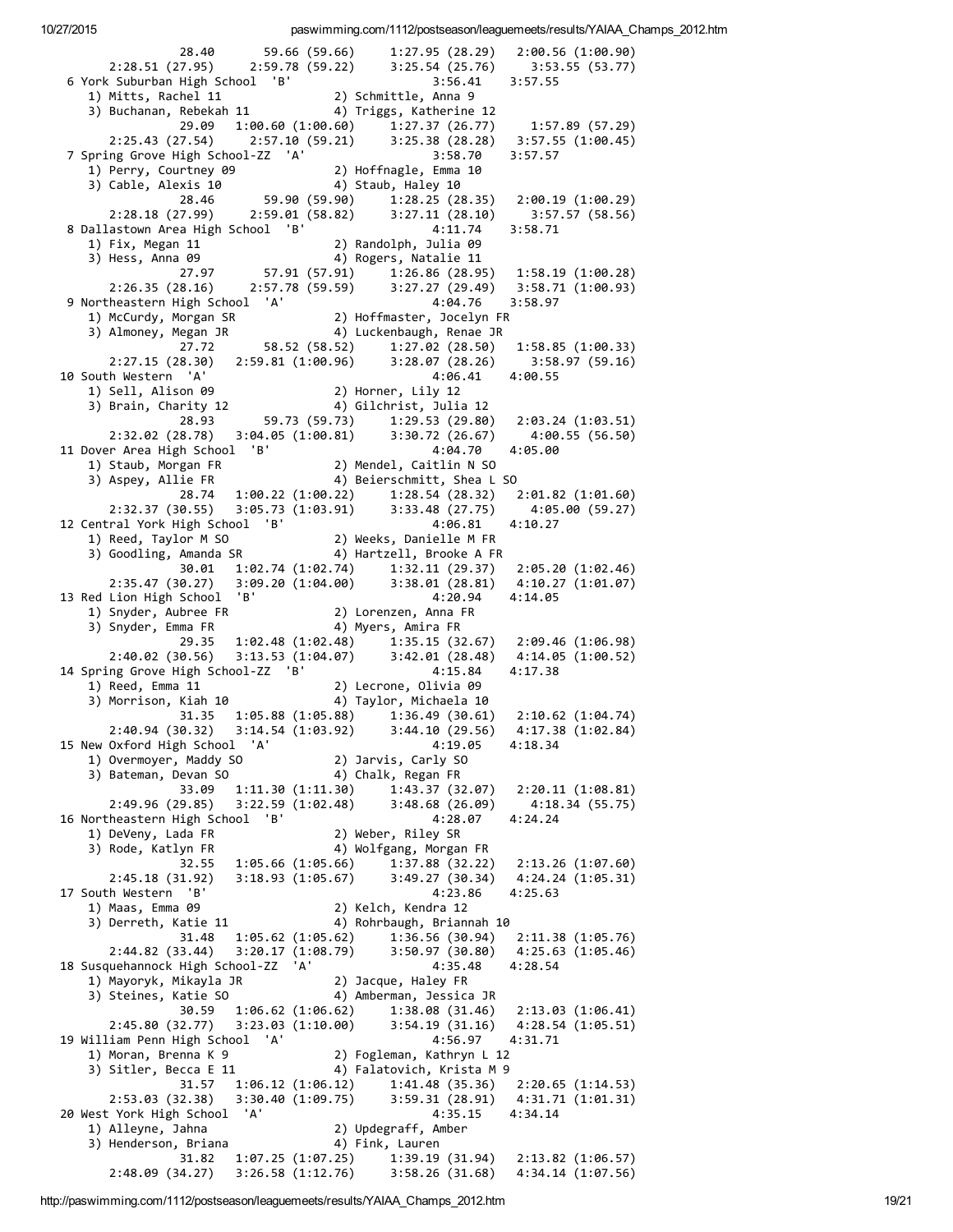```
                28.40       59.66 (59.66)     1:27.95 (28.29)   2:00.56 (1:00.90)
        2:28.51 (27.95)     2:59.78 (59.22)     3:25.54 (25.76)     3:53.55 (53.77)
  6 York Suburban High School  'B'                    3:56.41    3:57.55
     1) Mitts, Rachel 11                2) Schmittle, Anna 9
     3) Buchanan, Rebekah 11            4) Triggs, Katherine 12
                29.09   1:00.60 (1:00.60)     1:27.37 (26.77)     1:57.89 (57.29)
        2:25.43 (27.54)     2:57.10 (59.21)     3:25.38 (28.28)   3:57.55 (1:00.45)
  7 Spring Grove High School-ZZ  'A'                  3:58.70    3:57.57
     1) Perry, Courtney 09              2) Hoffnagle, Emma 10
     3) Cable, Alexis 10                4) Staub, Haley 10
                28.46       59.90 (59.90)     1:28.25 (28.35)   2:00.19 (1:00.29)
        2:28.18 (27.99)     2:59.01 (58.82)     3:27.11 (28.10)     3:57.57 (58.56)
  8 Dallastown Area High School  'B'                  4:11.74    3:58.71
     1) Fix, Megan 11                   2) Randolph, Julia 09
     3) Hess, Anna 09                   4) Rogers, Natalie 11
                27.97       57.91 (57.91)     1:26.86 (28.95)   1:58.19 (1:00.28)
        2:26.35 (28.16)     2:57.78 (59.59)     3:27.27 (29.49)   3:58.71 (1:00.93)
  9 Northeastern High School  'A'                     4:04.76    3:58.97
     1) McCurdy, Morgan SR              2) Hoffmaster, Jocelyn FR
     3) Almoney, Megan JR               4) Luckenbaugh, Renae JR
                27.72       58.52 (58.52)     1:27.02 (28.50)   1:58.85 (1:00.33)
        2:27.15 (28.30)   2:59.81 (1:00.96)     3:28.07 (28.26)     3:58.97 (59.16)
 10 South Western  'A'                                4:06.41    4:00.55
     1) Sell, Alison 09                 2) Horner, Lily 12
     3) Brain, Charity 12               4) Gilchrist, Julia 12
                28.93       59.73 (59.73)     1:29.53 (29.80)   2:03.24 (1:03.51)
        2:32.02 (28.78)   3:04.05 (1:00.81)     3:30.72 (26.67)     4:00.55 (56.50)
 11 Dover Area High School  'B'                       4:04.70    4:05.00
     1) Staub, Morgan FR                2) Mendel, Caitlin N SO
     3) Aspey, Allie FR                 4) Beierschmitt, Shea L SO
                28.74   1:00.22 (1:00.22)     1:28.54 (28.32)   2:01.82 (1:01.60)
        2:32.37 (30.55)   3:05.73 (1:03.91)     3:33.48 (27.75)     4:05.00 (59.27)
 12 Central York High School  'B'                     4:06.81    4:10.27
     1) Reed, Taylor M SO               2) Weeks, Danielle M FR
     3) Goodling, Amanda SR             4) Hartzell, Brooke A FR
                30.01   1:02.74 (1:02.74)     1:32.11 (29.37)   2:05.20 (1:02.46)
        2:35.47 (30.27)   3:09.20 (1:04.00)     3:38.01 (28.81)   4:10.27 (1:01.07)
 13 Red Lion High School  'B'                         4:20.94    4:14.05
     1) Snyder, Aubree FR               2) Lorenzen, Anna FR
     3) Snyder, Emma FR                 4) Myers, Amira FR
                29.35   1:02.48 (1:02.48)     1:35.15 (32.67)   2:09.46 (1:06.98)
        2:40.02 (30.56)   3:13.53 (1:04.07)     3:42.01 (28.48)   4:14.05 (1:00.52)
 14 Spring Grove High School-ZZ  'B'                  4:15.84    4:17.38
     1) Reed, Emma 11                   2) Lecrone, Olivia 09
     3) Morrison, Kiah 10               4) Taylor, Michaela 10
                31.35   1:05.88 (1:05.88)     1:36.49 (30.61)   2:10.62 (1:04.74)
        2:40.94 (30.32)   3:14.54 (1:03.92)     3:44.10 (29.56)   4:17.38 (1:02.84)
 15 New Oxford High School  'A'                       4:19.05    4:18.34
     1) Overmoyer, Maddy SO             2) Jarvis, Carly SO
     3) Bateman, Devan SO               4) Chalk, Regan FR
                33.09   1:11.30 (1:11.30)     1:43.37 (32.07)   2:20.11 (1:08.81)
        2:49.96 (29.85)   3:22.59 (1:02.48)     3:48.68 (26.09)     4:18.34 (55.75)
 16 Northeastern High School  'B'                     4:28.07    4:24.24
     1) DeVeny, Lada FR                 2) Weber, Riley SR
     3) Rode, Katlyn FR                 4) Wolfgang, Morgan FR
                32.55   1:05.66 (1:05.66)     1:37.88 (32.22)   2:13.26 (1:07.60)
        2:45.18 (31.92)   3:18.93 (1:05.67)     3:49.27 (30.34)   4:24.24 (1:05.31)
 17 South Western  'B'                                4:23.86    4:25.63
     1) Maas, Emma 09                   2) Kelch, Kendra 12
     3) Derreth, Katie 11               4) Rohrbaugh, Briannah 10
                31.48   1:05.62 (1:05.62)     1:36.56 (30.94)   2:11.38 (1:05.76)
        2:44.82 (33.44)   3:20.17 (1:08.79)     3:50.97 (30.80)   4:25.63 (1:05.46)
 18 Susquehannock High School-ZZ  'A'                 4:35.48    4:28.54
     1) Mayoryk, Mikayla JR             2) Jacque, Haley FR
     3) Steines, Katie SO               4) Amberman, Jessica JR
                30.59   1:06.62 (1:06.62)     1:38.08 (31.46)   2:13.03 (1:06.41)
        2:45.80 (32.77)   3:23.03 (1:10.00)     3:54.19 (31.16)   4:28.54 (1:05.51)
 19 William Penn High School  'A'                     4:56.97    4:31.71
     1) Moran, Brenna K 9               2) Fogleman, Kathryn L 12
     3) Sitler, Becca E 11              4) Falatovich, Krista M 9
                31.57   1:06.12 (1:06.12)     1:41.48 (35.36)   2:20.65 (1:14.53)
        2:53.03 (32.38)   3:30.40 (1:09.75)     3:59.31 (28.91)   4:31.71 (1:01.31)
 20 West York High School  'A'                        4:35.15    4:34.14
     1) Alleyne, Jahna                  2) Updegraff, Amber
     3) Henderson, Briana               4) Fink, Lauren
                31.82   1:07.25 (1:07.25)     1:39.19 (31.94)   2:13.82 (1:06.57)
        2:48.09 (34.27)   3:26.58 (1:12.76)     3:58.26 (31.68)   4:34.14 (1:07.56)
```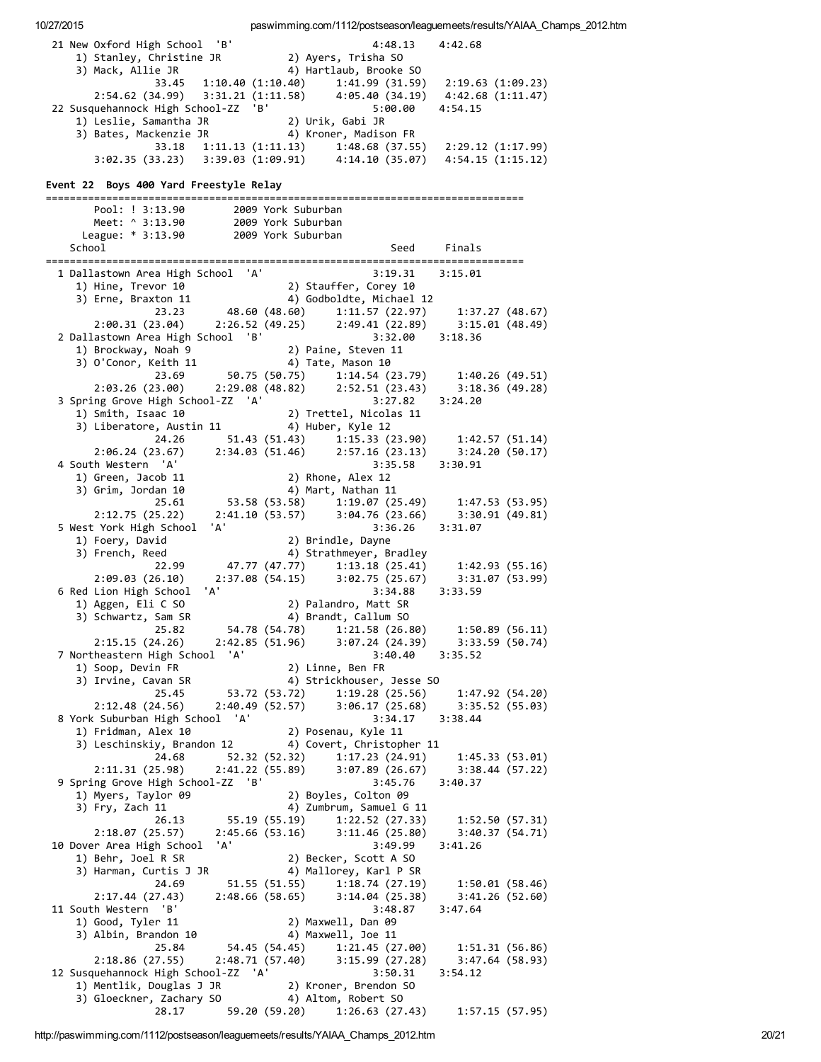```
 21 New Oxford High School  'B'                    4:48.13    4:42.68
    1) Stanley, Christine JR          2) Ayers, Trisha SO
    3) Mack, Allie JR                 4) Hartlaub, Brooke SO
              33.45   1:10.40 (1:10.40)     1:41.99 (31.59)   2:19.63 (1:09.23)
       2:54.62 (34.99)   3:31.21 (1:11.58)     4:05.40 (34.19)   4:42.68 (1:11.47)
 22 Susquehannock High School-ZZ  'B'              5:00.00    4:54.15
    1) Leslie, Samantha JR            2) Urik, Gabi JR
    3) Bates, Mackenzie JR            4) Kroner, Madison FR
              33.18   1:11.13 (1:11.13)     1:48.68 (37.55)   2:29.12 (1:17.99)
       3:02.35 (33.23)   3:39.03 (1:09.91)     4:14.10 (35.07)   4:54.15 (1:15.12)
```

**Event 22  Boys 400 Yard Freestyle Relay**

```
===============================================================================
        Pool: ! 3:13.90        2009 York Suburban
        Meet: ^ 3:13.90        2009 York Suburban
      League: * 3:13.90        2009 York Suburban
    School                                            Seed     Finals
===============================================================================
  1 Dallastown Area High School  'A'                3:19.31    3:15.01
    1) Hine, Trevor 10                2) Stauffer, Corey 10
    3) Erne, Braxton 11               4) Godboldte, Michael 12
              23.23       48.60 (48.60)     1:11.57 (22.97)     1:37.27 (48.67)
        2:00.31 (23.04)     2:26.52 (49.25)     2:49.41 (22.89)     3:15.01 (48.49)
  2 Dallastown Area High School  'B'                3:32.00    3:18.36
    1) Brockway, Noah 9               2) Paine, Steven 11
    3) O'Conor, Keith 11              4) Tate, Mason 10
              23.69       50.75 (50.75)     1:14.54 (23.79)     1:40.26 (49.51)
        2:03.26 (23.00)     2:29.08 (48.82)     2:52.51 (23.43)     3:18.36 (49.28)
  3 Spring Grove High School-ZZ  'A'                3:27.82    3:24.20
    1) Smith, Isaac 10                2) Trettel, Nicolas 11
    3) Liberatore, Austin 11          4) Huber, Kyle 12
              24.26       51.43 (51.43)     1:15.33 (23.90)     1:42.57 (51.14)
        2:06.24 (23.67)     2:34.03 (51.46)     2:57.16 (23.13)     3:24.20 (50.17)
  4 South Western  'A'                              3:35.58    3:30.91
    1) Green, Jacob 11                2) Rhone, Alex 12
    3) Grim, Jordan 10                4) Mart, Nathan 11
              25.61       53.58 (53.58)     1:19.07 (25.49)     1:47.53 (53.95)
        2:12.75 (25.22)     2:41.10 (53.57)     3:04.76 (23.66)     3:30.91 (49.81)
  5 West York High School  'A'                      3:36.26    3:31.07
    1) Foery, David                   2) Brindle, Dayne
    3) French, Reed                   4) Strathmeyer, Bradley
              22.99       47.77 (47.77)     1:13.18 (25.41)     1:42.93 (55.16)
        2:09.03 (26.10)     2:37.08 (54.15)     3:02.75 (25.67)     3:31.07 (53.99)
  6 Red Lion High School  'A'                       3:34.88    3:33.59
    1) Aggen, Eli C SO                2) Palandro, Matt SR
    3) Schwartz, Sam SR               4) Brandt, Callum SO
              25.82       54.78 (54.78)     1:21.58 (26.80)     1:50.89 (56.11)
        2:15.15 (24.26)     2:42.85 (51.96)     3:07.24 (24.39)     3:33.59 (50.74)
  7 Northeastern High School  'A'                   3:40.40    3:35.52
    1) Soop, Devin FR                 2) Linne, Ben FR
    3) Irvine, Cavan SR               4) Strickhouser, Jesse SO
              25.45       53.72 (53.72)     1:19.28 (25.56)     1:47.92 (54.20)
        2:12.48 (24.56)     2:40.49 (52.57)     3:06.17 (25.68)     3:35.52 (55.03)
  8 York Suburban High School  'A'                  3:34.17    3:38.44
    1) Fridman, Alex 10               2) Posenau, Kyle 11
    3) Leschinskiy, Brandon 12        4) Covert, Christopher 11
              24.68       52.32 (52.32)     1:17.23 (24.91)     1:45.33 (53.01)
        2:11.31 (25.98)     2:41.22 (55.89)     3:07.89 (26.67)     3:38.44 (57.22)
  9 Spring Grove High School-ZZ  'B'                3:45.76    3:40.37
    1) Myers, Taylor 09               2) Boyles, Colton 09
    3) Fry, Zach 11                   4) Zumbrum, Samuel G 11
              26.13       55.19 (55.19)     1:22.52 (27.33)     1:52.50 (57.31)
        2:18.07 (25.57)     2:45.66 (53.16)     3:11.46 (25.80)     3:40.37 (54.71)
 10 Dover Area High School  'A'                     3:49.99    3:41.26
    1) Behr, Joel R SR                2) Becker, Scott A SO
    3) Harman, Curtis J JR            4) Mallorey, Karl P SR
              24.69       51.55 (51.55)     1:18.74 (27.19)     1:50.01 (58.46)
        2:17.44 (27.43)     2:48.66 (58.65)     3:14.04 (25.38)     3:41.26 (52.60)
 11 South Western  'B'                              3:48.87    3:47.64
    1) Good, Tyler 11                 2) Maxwell, Dan 09
    3) Albin, Brandon 10              4) Maxwell, Joe 11
              25.84       54.45 (54.45)     1:21.45 (27.00)     1:51.31 (56.86)
        2:18.86 (27.55)     2:48.71 (57.40)     3:15.99 (27.28)     3:47.64 (58.93)
 12 Susquehannock High School-ZZ  'A'              3:50.31    3:54.12
    1) Mentlik, Douglas J JR          2) Kroner, Brendon SO
    3) Gloeckner, Zachary SO          4) Altom, Robert SO
              28.17       59.20 (59.20)     1:26.63 (27.43)     1:57.15 (57.95)
```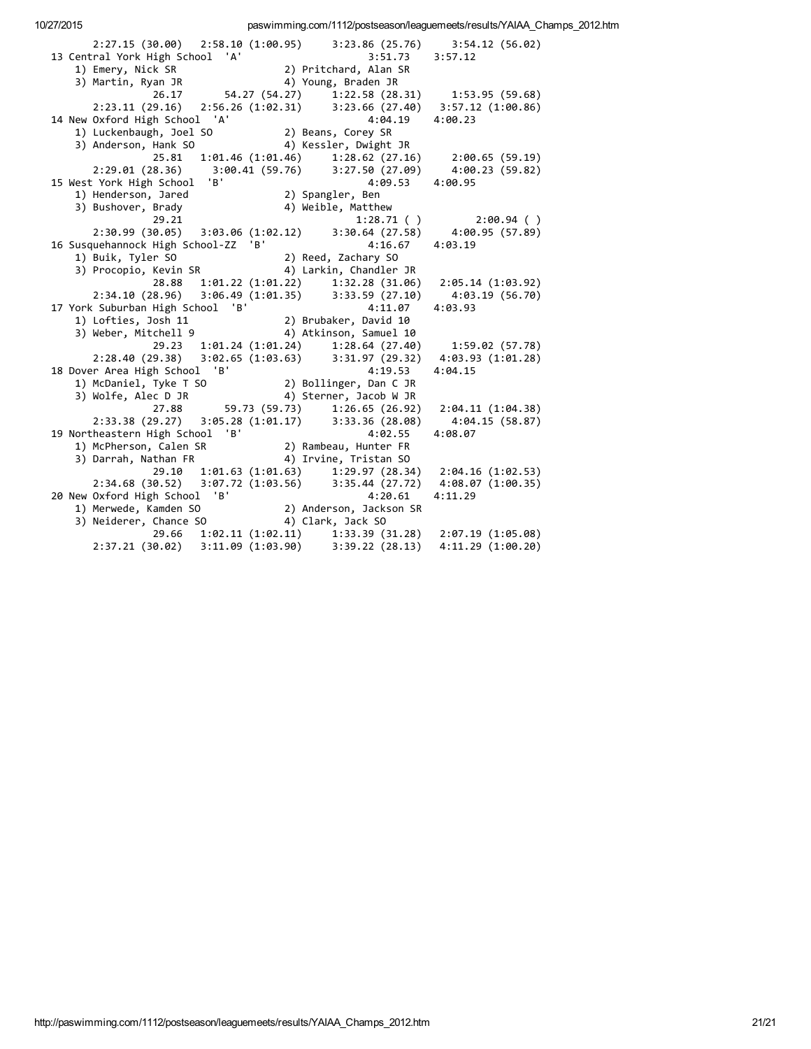```
        2:27.15 (30.00)   2:58.10 (1:00.95)     3:23.86 (25.76)     3:54.12 (56.02)
 13 Central York High School  'A'                    3:51.73    3:57.12
     1) Emery, Nick SR                 2) Pritchard, Alan SR
     3) Martin, Ryan JR                4) Young, Braden JR
                 26.17       54.27 (54.27)     1:22.58 (28.31)     1:53.95 (59.68)
        2:23.11 (29.16)   2:56.26 (1:02.31)     3:23.66 (27.40)   3:57.12 (1:00.86)
 14 New Oxford High School  'A'                      4:04.19    4:00.23
     1) Luckenbaugh, Joel SO           2) Beans, Corey SR
     3) Anderson, Hank SO              4) Kessler, Dwight JR
                 25.81   1:01.46 (1:01.46)     1:28.62 (27.16)     2:00.65 (59.19)
        2:29.01 (28.36)     3:00.41 (59.76)     3:27.50 (27.09)     4:00.23 (59.82)
 15 West York High School  'B'                       4:09.53    4:00.95
     1) Henderson, Jared               2) Spangler, Ben
     3) Bushover, Brady                4) Weible, Matthew
                 29.21                          1:28.71 ( )        2:00.94 ( )
        2:30.99 (30.05)   3:03.06 (1:02.12)     3:30.64 (27.58)     4:00.95 (57.89)
 16 Susquehannock High School-ZZ  'B'                4:16.67    4:03.19
     1) Buik, Tyler SO                 2) Reed, Zachary SO
     3) Procopio, Kevin SR             4) Larkin, Chandler JR
                 28.88   1:01.22 (1:01.22)     1:32.28 (31.06)   2:05.14 (1:03.92)
        2:34.10 (28.96)   3:06.49 (1:01.35)     3:33.59 (27.10)     4:03.19 (56.70)
 17 York Suburban High School  'B'                   4:11.07    4:03.93
     1) Lofties, Josh 11               2) Brubaker, David 10
     3) Weber, Mitchell 9              4) Atkinson, Samuel 10
                 29.23   1:01.24 (1:01.24)     1:28.64 (27.40)     1:59.02 (57.78)
        2:28.40 (29.38)   3:02.65 (1:03.63)     3:31.97 (29.32)   4:03.93 (1:01.28)
 18 Dover Area High School  'B'                      4:19.53    4:04.15
     1) McDaniel, Tyke T SO            2) Bollinger, Dan C JR
     3) Wolfe, Alec D JR               4) Sterner, Jacob W JR
                 27.88       59.73 (59.73)     1:26.65 (26.92)   2:04.11 (1:04.38)
        2:33.38 (29.27)   3:05.28 (1:01.17)     3:33.36 (28.08)     4:04.15 (58.87)
 19 Northeastern High School  'B'                    4:02.55    4:08.07
     1) McPherson, Calen SR            2) Rambeau, Hunter FR
     3) Darrah, Nathan FR              4) Irvine, Tristan SO
                 29.10   1:01.63 (1:01.63)     1:29.97 (28.34)   2:04.16 (1:02.53)
        2:34.68 (30.52)   3:07.72 (1:03.56)     3:35.44 (27.72)   4:08.07 (1:00.35)
 20 New Oxford High School  'B'                      4:20.61    4:11.29
     1) Merwede, Kamden SO             2) Anderson, Jackson SR
     3) Neiderer, Chance SO            4) Clark, Jack SO
                 29.66   1:02.11 (1:02.11)     1:33.39 (31.28)   2:07.19 (1:05.08)
        2:37.21 (30.02)   3:11.09 (1:03.90)     3:39.22 (28.13)   4:11.29 (1:00.20)
```